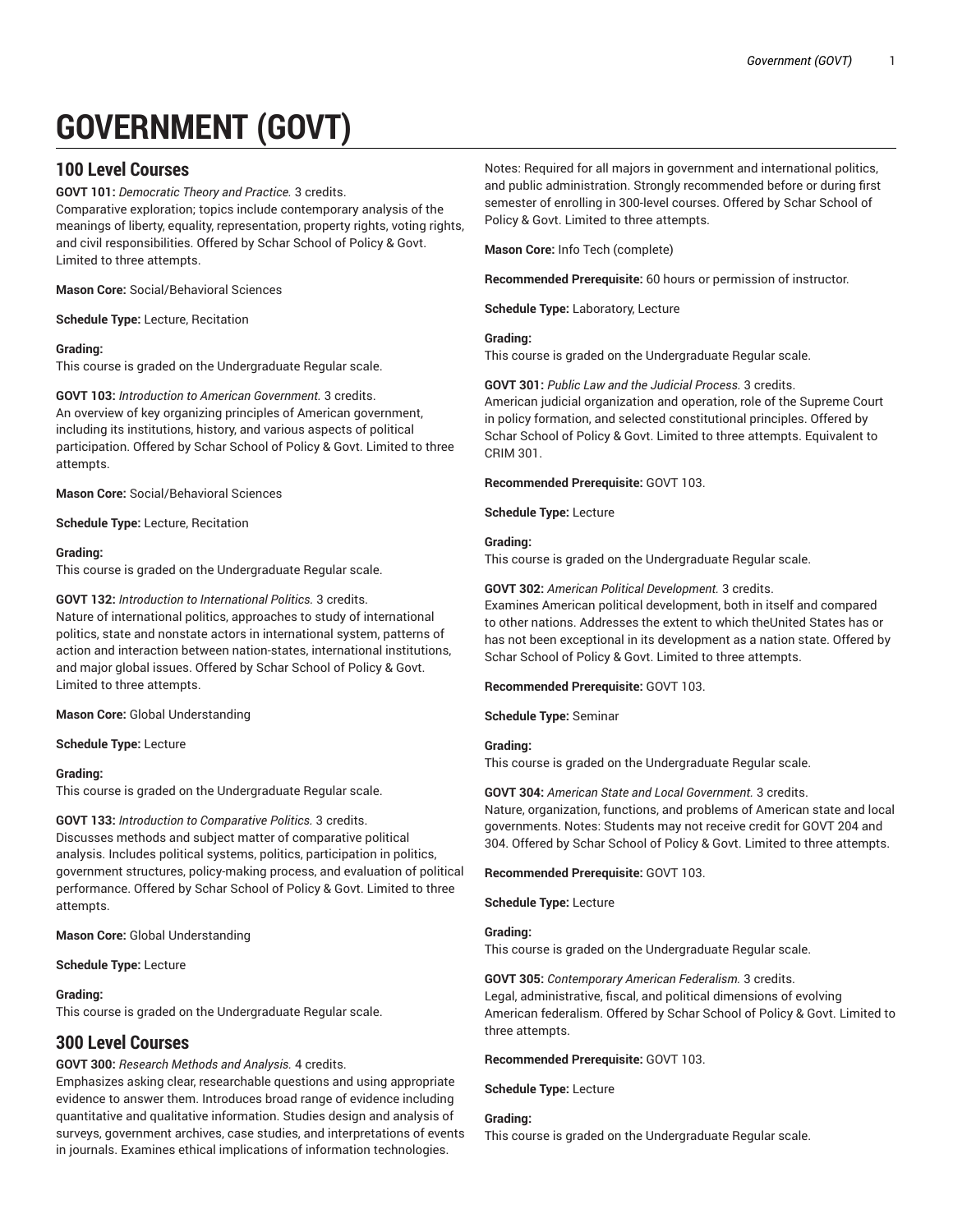# GOVERNMENT (GOVT)

## 100 Level Courses

**GOVT 101:** *Democratic Theory and Practice.* 3 credits.
Comparative exploration; topics include contemporary analysis of the meanings of liberty, equality, representation, property rights, voting rights, and civil responsibilities. Offered by Schar School of Policy & Govt. Limited to three attempts.

**Mason Core:** Social/Behavioral Sciences

**Schedule Type:** Lecture, Recitation

**Grading:**
This course is graded on the Undergraduate Regular scale.

**GOVT 103:** *Introduction to American Government.* 3 credits.
An overview of key organizing principles of American government, including its institutions, history, and various aspects of political participation. Offered by Schar School of Policy & Govt. Limited to three attempts.

**Mason Core:** Social/Behavioral Sciences

**Schedule Type:** Lecture, Recitation

**Grading:**
This course is graded on the Undergraduate Regular scale.

**GOVT 132:** *Introduction to International Politics.* 3 credits.
Nature of international politics, approaches to study of international politics, state and nonstate actors in international system, patterns of action and interaction between nation-states, international institutions, and major global issues. Offered by Schar School of Policy & Govt. Limited to three attempts.

**Mason Core:** Global Understanding

**Schedule Type:** Lecture

**Grading:**
This course is graded on the Undergraduate Regular scale.

**GOVT 133:** *Introduction to Comparative Politics.* 3 credits.
Discusses methods and subject matter of comparative political analysis. Includes political systems, politics, participation in politics, government structures, policy-making process, and evaluation of political performance. Offered by Schar School of Policy & Govt. Limited to three attempts.

**Mason Core:** Global Understanding

**Schedule Type:** Lecture

**Grading:**
This course is graded on the Undergraduate Regular scale.

## 300 Level Courses

**GOVT 300:** *Research Methods and Analysis.* 4 credits.
Emphasizes asking clear, researchable questions and using appropriate evidence to answer them. Introduces broad range of evidence including quantitative and qualitative information. Studies design and analysis of surveys, government archives, case studies, and interpretations of events in journals. Examines ethical implications of information technologies. Notes: Required for all majors in government and international politics, and public administration. Strongly recommended before or during first semester of enrolling in 300-level courses. Offered by Schar School of Policy & Govt. Limited to three attempts.

**Mason Core:** Info Tech (complete)

**Recommended Prerequisite:** 60 hours or permission of instructor.

**Schedule Type:** Laboratory, Lecture

**Grading:**
This course is graded on the Undergraduate Regular scale.

**GOVT 301:** *Public Law and the Judicial Process.* 3 credits.
American judicial organization and operation, role of the Supreme Court in policy formation, and selected constitutional principles. Offered by Schar School of Policy & Govt. Limited to three attempts. Equivalent to CRIM 301.

**Recommended Prerequisite:** GOVT 103.

**Schedule Type:** Lecture

**Grading:**
This course is graded on the Undergraduate Regular scale.

**GOVT 302:** *American Political Development.* 3 credits.
Examines American political development, both in itself and compared to other nations. Addresses the extent to which theUnited States has or has not been exceptional in its development as a nation state. Offered by Schar School of Policy & Govt. Limited to three attempts.

**Recommended Prerequisite:** GOVT 103.

**Schedule Type:** Seminar

**Grading:**
This course is graded on the Undergraduate Regular scale.

**GOVT 304:** *American State and Local Government.* 3 credits.
Nature, organization, functions, and problems of American state and local governments. Notes: Students may not receive credit for GOVT 204 and 304. Offered by Schar School of Policy & Govt. Limited to three attempts.

**Recommended Prerequisite:** GOVT 103.

**Schedule Type:** Lecture

**Grading:**
This course is graded on the Undergraduate Regular scale.

**GOVT 305:** *Contemporary American Federalism.* 3 credits.
Legal, administrative, fiscal, and political dimensions of evolving American federalism. Offered by Schar School of Policy & Govt. Limited to three attempts.

**Recommended Prerequisite:** GOVT 103.

**Schedule Type:** Lecture

**Grading:**
This course is graded on the Undergraduate Regular scale.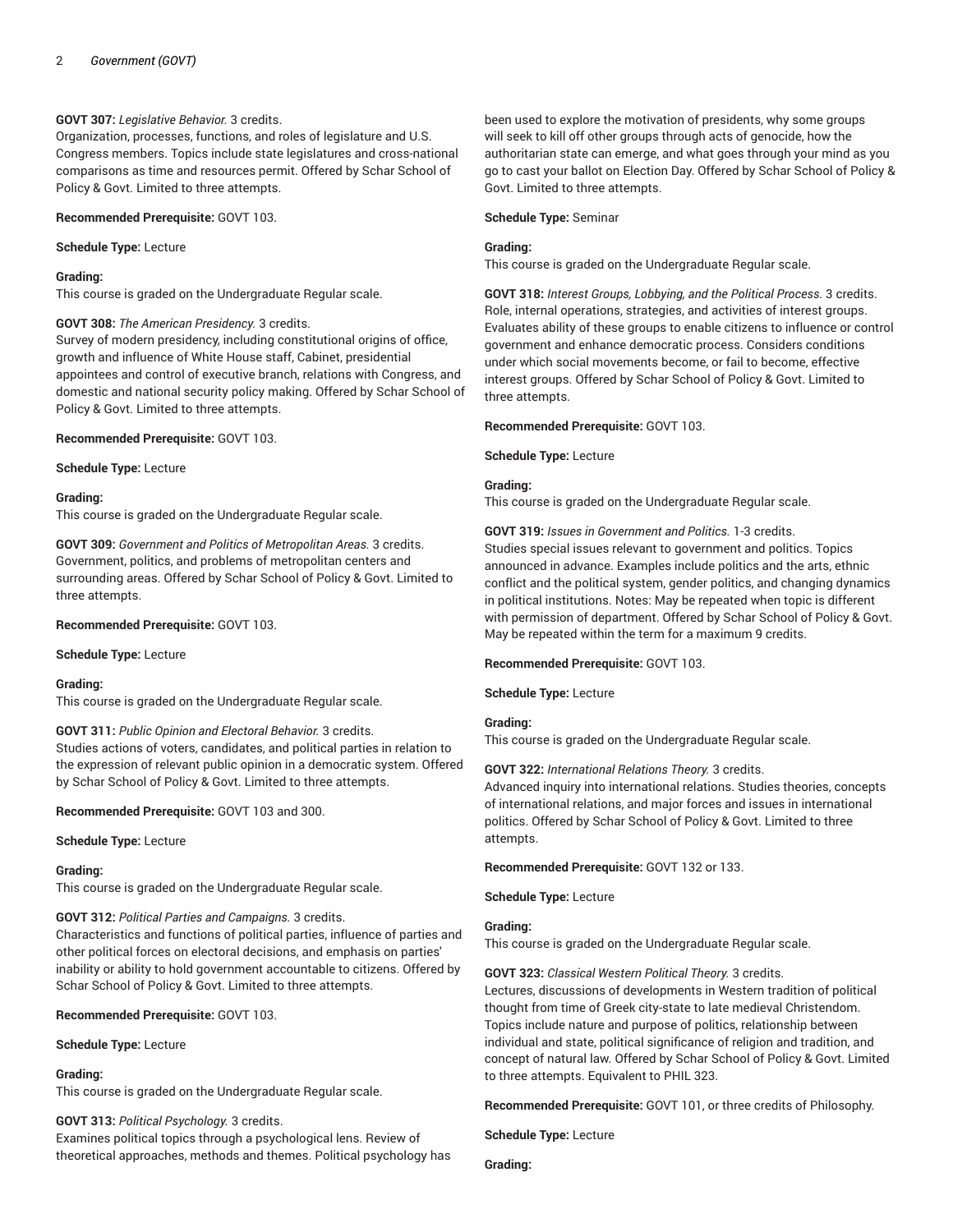**GOVT 307:** *Legislative Behavior.* 3 credits.
Organization, processes, functions, and roles of legislature and U.S. Congress members. Topics include state legislatures and cross-national comparisons as time and resources permit. Offered by Schar School of Policy & Govt. Limited to three attempts.

**Recommended Prerequisite:** GOVT 103.

**Schedule Type:** Lecture

**Grading:**
This course is graded on the Undergraduate Regular scale.

**GOVT 308:** *The American Presidency.* 3 credits.
Survey of modern presidency, including constitutional origins of office, growth and influence of White House staff, Cabinet, presidential appointees and control of executive branch, relations with Congress, and domestic and national security policy making. Offered by Schar School of Policy & Govt. Limited to three attempts.

**Recommended Prerequisite:** GOVT 103.

**Schedule Type:** Lecture

**Grading:**
This course is graded on the Undergraduate Regular scale.

**GOVT 309:** *Government and Politics of Metropolitan Areas.* 3 credits.
Government, politics, and problems of metropolitan centers and surrounding areas. Offered by Schar School of Policy & Govt. Limited to three attempts.

**Recommended Prerequisite:** GOVT 103.

**Schedule Type:** Lecture

**Grading:**
This course is graded on the Undergraduate Regular scale.

**GOVT 311:** *Public Opinion and Electoral Behavior.* 3 credits.
Studies actions of voters, candidates, and political parties in relation to the expression of relevant public opinion in a democratic system. Offered by Schar School of Policy & Govt. Limited to three attempts.

**Recommended Prerequisite:** GOVT 103 and 300.

**Schedule Type:** Lecture

**Grading:**
This course is graded on the Undergraduate Regular scale.

**GOVT 312:** *Political Parties and Campaigns.* 3 credits.
Characteristics and functions of political parties, influence of parties and other political forces on electoral decisions, and emphasis on parties' inability or ability to hold government accountable to citizens. Offered by Schar School of Policy & Govt. Limited to three attempts.

**Recommended Prerequisite:** GOVT 103.

**Schedule Type:** Lecture

**Grading:**
This course is graded on the Undergraduate Regular scale.

**GOVT 313:** *Political Psychology.* 3 credits.
Examines political topics through a psychological lens. Review of theoretical approaches, methods and themes. Political psychology has been used to explore the motivation of presidents, why some groups will seek to kill off other groups through acts of genocide, how the authoritarian state can emerge, and what goes through your mind as you go to cast your ballot on Election Day. Offered by Schar School of Policy & Govt. Limited to three attempts.

**Schedule Type:** Seminar

**Grading:**
This course is graded on the Undergraduate Regular scale.

**GOVT 318:** *Interest Groups, Lobbying, and the Political Process.* 3 credits.
Role, internal operations, strategies, and activities of interest groups. Evaluates ability of these groups to enable citizens to influence or control government and enhance democratic process. Considers conditions under which social movements become, or fail to become, effective interest groups. Offered by Schar School of Policy & Govt. Limited to three attempts.

**Recommended Prerequisite:** GOVT 103.

**Schedule Type:** Lecture

**Grading:**
This course is graded on the Undergraduate Regular scale.

**GOVT 319:** *Issues in Government and Politics.* 1-3 credits.
Studies special issues relevant to government and politics. Topics announced in advance. Examples include politics and the arts, ethnic conflict and the political system, gender politics, and changing dynamics in political institutions. Notes: May be repeated when topic is different with permission of department. Offered by Schar School of Policy & Govt. May be repeated within the term for a maximum 9 credits.

**Recommended Prerequisite:** GOVT 103.

**Schedule Type:** Lecture

**Grading:**
This course is graded on the Undergraduate Regular scale.

**GOVT 322:** *International Relations Theory.* 3 credits.
Advanced inquiry into international relations. Studies theories, concepts of international relations, and major forces and issues in international politics. Offered by Schar School of Policy & Govt. Limited to three attempts.

**Recommended Prerequisite:** GOVT 132 or 133.

**Schedule Type:** Lecture

**Grading:**
This course is graded on the Undergraduate Regular scale.

**GOVT 323:** *Classical Western Political Theory.* 3 credits.
Lectures, discussions of developments in Western tradition of political thought from time of Greek city-state to late medieval Christendom. Topics include nature and purpose of politics, relationship between individual and state, political significance of religion and tradition, and concept of natural law. Offered by Schar School of Policy & Govt. Limited to three attempts. Equivalent to PHIL 323.

**Recommended Prerequisite:** GOVT 101, or three credits of Philosophy.

**Schedule Type:** Lecture

**Grading:**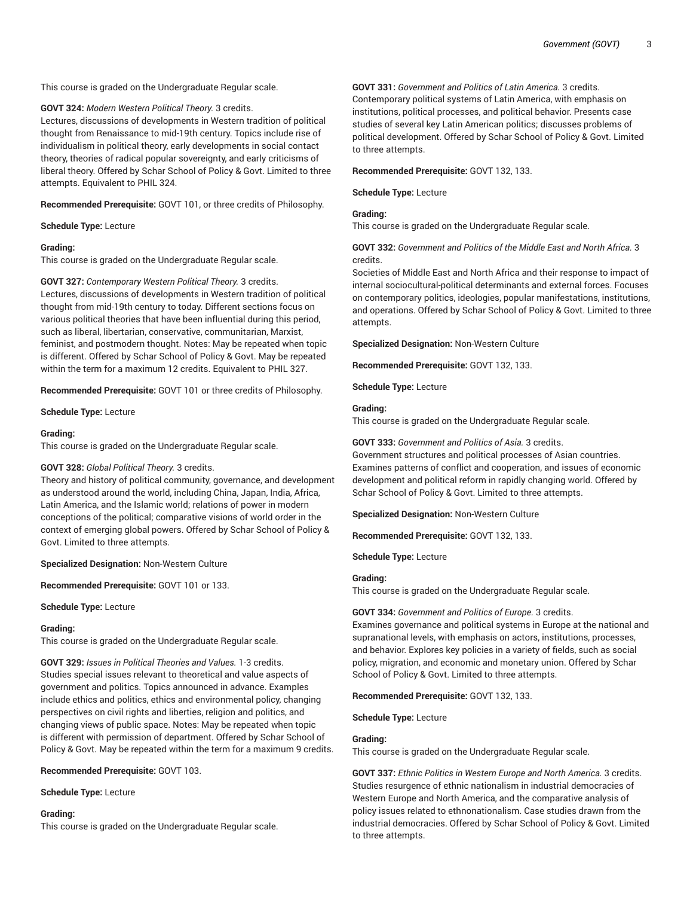This course is graded on the Undergraduate Regular scale.

**GOVT 324:** *Modern Western Political Theory.* 3 credits.
Lectures, discussions of developments in Western tradition of political thought from Renaissance to mid-19th century. Topics include rise of individualism in political theory, early developments in social contact theory, theories of radical popular sovereignty, and early criticisms of liberal theory. Offered by Schar School of Policy & Govt. Limited to three attempts. Equivalent to PHIL 324.

**Recommended Prerequisite:** GOVT 101, or three credits of Philosophy.

**Schedule Type:** Lecture

**Grading:**
This course is graded on the Undergraduate Regular scale.

**GOVT 327:** *Contemporary Western Political Theory.* 3 credits.
Lectures, discussions of developments in Western tradition of political thought from mid-19th century to today. Different sections focus on various political theories that have been influential during this period, such as liberal, libertarian, conservative, communitarian, Marxist, feminist, and postmodern thought. Notes: May be repeated when topic is different. Offered by Schar School of Policy & Govt. May be repeated within the term for a maximum 12 credits. Equivalent to PHIL 327.

**Recommended Prerequisite:** GOVT 101 or three credits of Philosophy.

**Schedule Type:** Lecture

**Grading:**
This course is graded on the Undergraduate Regular scale.

**GOVT 328:** *Global Political Theory.* 3 credits.
Theory and history of political community, governance, and development as understood around the world, including China, Japan, India, Africa, Latin America, and the Islamic world; relations of power in modern conceptions of the political; comparative visions of world order in the context of emerging global powers. Offered by Schar School of Policy & Govt. Limited to three attempts.

**Specialized Designation:** Non-Western Culture

**Recommended Prerequisite:** GOVT 101 or 133.

**Schedule Type:** Lecture

**Grading:**
This course is graded on the Undergraduate Regular scale.

**GOVT 329:** *Issues in Political Theories and Values.* 1-3 credits.
Studies special issues relevant to theoretical and value aspects of government and politics. Topics announced in advance. Examples include ethics and politics, ethics and environmental policy, changing perspectives on civil rights and liberties, religion and politics, and changing views of public space. Notes: May be repeated when topic is different with permission of department. Offered by Schar School of Policy & Govt. May be repeated within the term for a maximum 9 credits.

**Recommended Prerequisite:** GOVT 103.

**Schedule Type:** Lecture

**Grading:**
This course is graded on the Undergraduate Regular scale.

**GOVT 331:** *Government and Politics of Latin America.* 3 credits.
Contemporary political systems of Latin America, with emphasis on institutions, political processes, and political behavior. Presents case studies of several key Latin American politics; discusses problems of political development. Offered by Schar School of Policy & Govt. Limited to three attempts.

**Recommended Prerequisite:** GOVT 132, 133.

**Schedule Type:** Lecture

**Grading:**
This course is graded on the Undergraduate Regular scale.

**GOVT 332:** *Government and Politics of the Middle East and North Africa.* 3 credits.
Societies of Middle East and North Africa and their response to impact of internal sociocultural-political determinants and external forces. Focuses on contemporary politics, ideologies, popular manifestations, institutions, and operations. Offered by Schar School of Policy & Govt. Limited to three attempts.

**Specialized Designation:** Non-Western Culture

**Recommended Prerequisite:** GOVT 132, 133.

**Schedule Type:** Lecture

**Grading:**
This course is graded on the Undergraduate Regular scale.

**GOVT 333:** *Government and Politics of Asia.* 3 credits.
Government structures and political processes of Asian countries. Examines patterns of conflict and cooperation, and issues of economic development and political reform in rapidly changing world. Offered by Schar School of Policy & Govt. Limited to three attempts.

**Specialized Designation:** Non-Western Culture

**Recommended Prerequisite:** GOVT 132, 133.

**Schedule Type:** Lecture

**Grading:**
This course is graded on the Undergraduate Regular scale.

**GOVT 334:** *Government and Politics of Europe.* 3 credits.
Examines governance and political systems in Europe at the national and supranational levels, with emphasis on actors, institutions, processes, and behavior. Explores key policies in a variety of fields, such as social policy, migration, and economic and monetary union. Offered by Schar School of Policy & Govt. Limited to three attempts.

**Recommended Prerequisite:** GOVT 132, 133.

**Schedule Type:** Lecture

**Grading:**
This course is graded on the Undergraduate Regular scale.

**GOVT 337:** *Ethnic Politics in Western Europe and North America.* 3 credits.
Studies resurgence of ethnic nationalism in industrial democracies of Western Europe and North America, and the comparative analysis of policy issues related to ethnonationalism. Case studies drawn from the industrial democracies. Offered by Schar School of Policy & Govt. Limited to three attempts.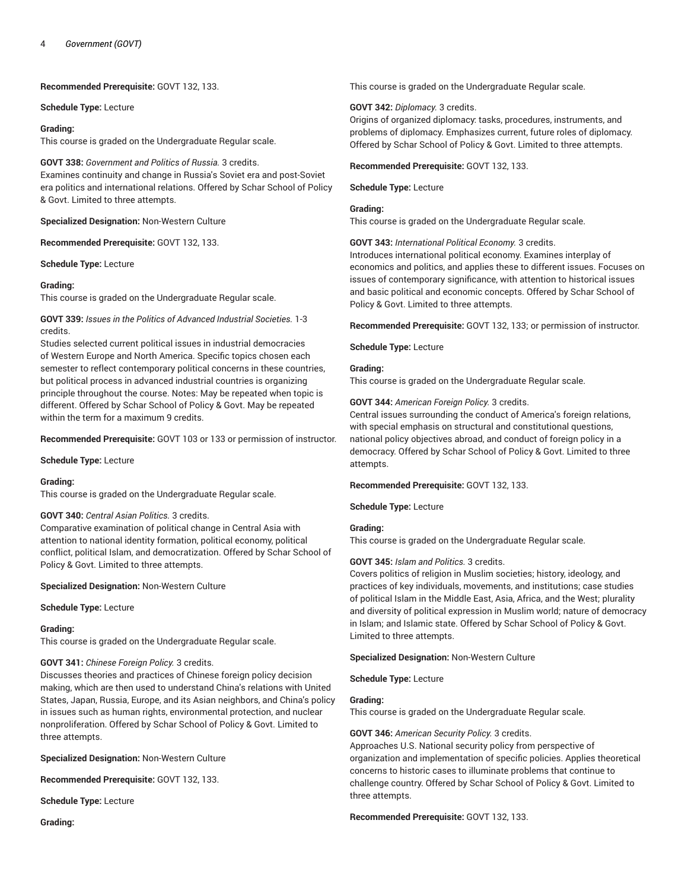**Recommended Prerequisite:** GOVT 132, 133.

**Schedule Type:** Lecture

**Grading:**
This course is graded on the Undergraduate Regular scale.

**GOVT 338:** *Government and Politics of Russia.* 3 credits.
Examines continuity and change in Russia's Soviet era and post-Soviet era politics and international relations. Offered by Schar School of Policy & Govt. Limited to three attempts.

**Specialized Designation:** Non-Western Culture

**Recommended Prerequisite:** GOVT 132, 133.

**Schedule Type:** Lecture

**Grading:**
This course is graded on the Undergraduate Regular scale.

**GOVT 339:** *Issues in the Politics of Advanced Industrial Societies.* 1-3 credits.
Studies selected current political issues in industrial democracies of Western Europe and North America. Specific topics chosen each semester to reflect contemporary political concerns in these countries, but political process in advanced industrial countries is organizing principle throughout the course. Notes: May be repeated when topic is different. Offered by Schar School of Policy & Govt. May be repeated within the term for a maximum 9 credits.

**Recommended Prerequisite:** GOVT 103 or 133 or permission of instructor.

**Schedule Type:** Lecture

**Grading:**
This course is graded on the Undergraduate Regular scale.

**GOVT 340:** *Central Asian Politics.* 3 credits.
Comparative examination of political change in Central Asia with attention to national identity formation, political economy, political conflict, political Islam, and democratization. Offered by Schar School of Policy & Govt. Limited to three attempts.

**Specialized Designation:** Non-Western Culture

**Schedule Type:** Lecture

**Grading:**
This course is graded on the Undergraduate Regular scale.

**GOVT 341:** *Chinese Foreign Policy.* 3 credits.
Discusses theories and practices of Chinese foreign policy decision making, which are then used to understand China's relations with United States, Japan, Russia, Europe, and its Asian neighbors, and China's policy in issues such as human rights, environmental protection, and nuclear nonproliferation. Offered by Schar School of Policy & Govt. Limited to three attempts.

**Specialized Designation:** Non-Western Culture

**Recommended Prerequisite:** GOVT 132, 133.

**Schedule Type:** Lecture

**Grading:**
This course is graded on the Undergraduate Regular scale.

**GOVT 342:** *Diplomacy.* 3 credits.
Origins of organized diplomacy: tasks, procedures, instruments, and problems of diplomacy. Emphasizes current, future roles of diplomacy. Offered by Schar School of Policy & Govt. Limited to three attempts.

**Recommended Prerequisite:** GOVT 132, 133.

**Schedule Type:** Lecture

**Grading:**
This course is graded on the Undergraduate Regular scale.

**GOVT 343:** *International Political Economy.* 3 credits.
Introduces international political economy. Examines interplay of economics and politics, and applies these to different issues. Focuses on issues of contemporary significance, with attention to historical issues and basic political and economic concepts. Offered by Schar School of Policy & Govt. Limited to three attempts.

**Recommended Prerequisite:** GOVT 132, 133; or permission of instructor.

**Schedule Type:** Lecture

**Grading:**
This course is graded on the Undergraduate Regular scale.

**GOVT 344:** *American Foreign Policy.* 3 credits.
Central issues surrounding the conduct of America's foreign relations, with special emphasis on structural and constitutional questions, national policy objectives abroad, and conduct of foreign policy in a democracy. Offered by Schar School of Policy & Govt. Limited to three attempts.

**Recommended Prerequisite:** GOVT 132, 133.

**Schedule Type:** Lecture

**Grading:**
This course is graded on the Undergraduate Regular scale.

**GOVT 345:** *Islam and Politics.* 3 credits.
Covers politics of religion in Muslim societies; history, ideology, and practices of key individuals, movements, and institutions; case studies of political Islam in the Middle East, Asia, Africa, and the West; plurality and diversity of political expression in Muslim world; nature of democracy in Islam; and Islamic state. Offered by Schar School of Policy & Govt. Limited to three attempts.

**Specialized Designation:** Non-Western Culture

**Schedule Type:** Lecture

**Grading:**
This course is graded on the Undergraduate Regular scale.

**GOVT 346:** *American Security Policy.* 3 credits.
Approaches U.S. National security policy from perspective of organization and implementation of specific policies. Applies theoretical concerns to historic cases to illuminate problems that continue to challenge country. Offered by Schar School of Policy & Govt. Limited to three attempts.

**Recommended Prerequisite:** GOVT 132, 133.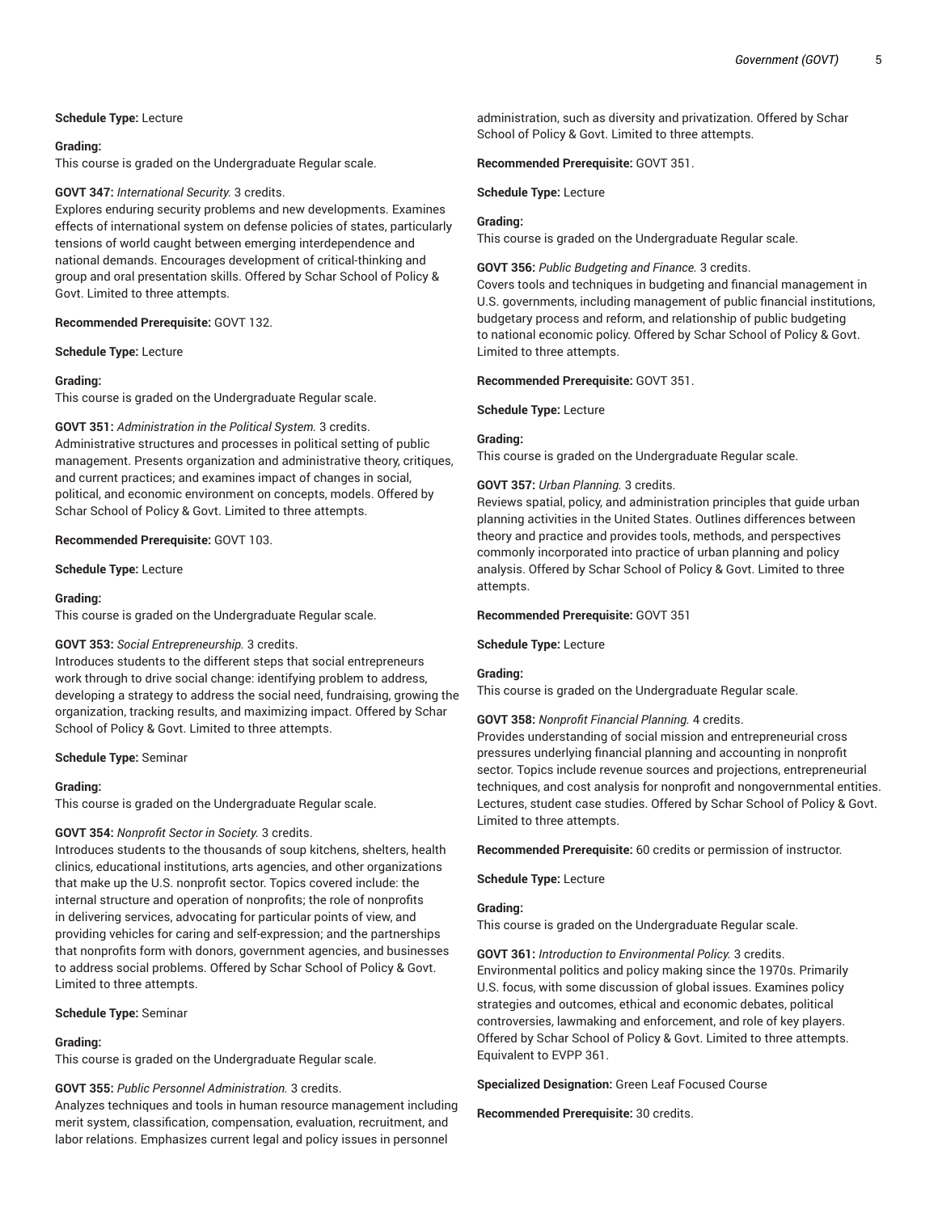**Schedule Type:** Lecture

**Grading:**
This course is graded on the Undergraduate Regular scale.

**GOVT 347:** *International Security.* 3 credits.
Explores enduring security problems and new developments. Examines effects of international system on defense policies of states, particularly tensions of world caught between emerging interdependence and national demands. Encourages development of critical-thinking and group and oral presentation skills. Offered by Schar School of Policy & Govt. Limited to three attempts.

**Recommended Prerequisite:** GOVT 132.

**Schedule Type:** Lecture

**Grading:**
This course is graded on the Undergraduate Regular scale.

**GOVT 351:** *Administration in the Political System.* 3 credits.
Administrative structures and processes in political setting of public management. Presents organization and administrative theory, critiques, and current practices; and examines impact of changes in social, political, and economic environment on concepts, models. Offered by Schar School of Policy & Govt. Limited to three attempts.

**Recommended Prerequisite:** GOVT 103.

**Schedule Type:** Lecture

**Grading:**
This course is graded on the Undergraduate Regular scale.

**GOVT 353:** *Social Entrepreneurship.* 3 credits.
Introduces students to the different steps that social entrepreneurs work through to drive social change: identifying problem to address, developing a strategy to address the social need, fundraising, growing the organization, tracking results, and maximizing impact. Offered by Schar School of Policy & Govt. Limited to three attempts.

**Schedule Type:** Seminar

**Grading:**
This course is graded on the Undergraduate Regular scale.

**GOVT 354:** *Nonprofit Sector in Society.* 3 credits.
Introduces students to the thousands of soup kitchens, shelters, health clinics, educational institutions, arts agencies, and other organizations that make up the U.S. nonprofit sector. Topics covered include: the internal structure and operation of nonprofits; the role of nonprofits in delivering services, advocating for particular points of view, and providing vehicles for caring and self-expression; and the partnerships that nonprofits form with donors, government agencies, and businesses to address social problems. Offered by Schar School of Policy & Govt. Limited to three attempts.

**Schedule Type:** Seminar

**Grading:**
This course is graded on the Undergraduate Regular scale.

**GOVT 355:** *Public Personnel Administration.* 3 credits.
Analyzes techniques and tools in human resource management including merit system, classification, compensation, evaluation, recruitment, and labor relations. Emphasizes current legal and policy issues in personnel administration, such as diversity and privatization. Offered by Schar School of Policy & Govt. Limited to three attempts.

**Recommended Prerequisite:** GOVT 351.

**Schedule Type:** Lecture

**Grading:**
This course is graded on the Undergraduate Regular scale.

**GOVT 356:** *Public Budgeting and Finance.* 3 credits.
Covers tools and techniques in budgeting and financial management in U.S. governments, including management of public financial institutions, budgetary process and reform, and relationship of public budgeting to national economic policy. Offered by Schar School of Policy & Govt. Limited to three attempts.

**Recommended Prerequisite:** GOVT 351.

**Schedule Type:** Lecture

**Grading:**
This course is graded on the Undergraduate Regular scale.

**GOVT 357:** *Urban Planning.* 3 credits.
Reviews spatial, policy, and administration principles that guide urban planning activities in the United States. Outlines differences between theory and practice and provides tools, methods, and perspectives commonly incorporated into practice of urban planning and policy analysis. Offered by Schar School of Policy & Govt. Limited to three attempts.

**Recommended Prerequisite:** GOVT 351

**Schedule Type:** Lecture

**Grading:**
This course is graded on the Undergraduate Regular scale.

**GOVT 358:** *Nonprofit Financial Planning.* 4 credits.
Provides understanding of social mission and entrepreneurial cross pressures underlying financial planning and accounting in nonprofit sector. Topics include revenue sources and projections, entrepreneurial techniques, and cost analysis for nonprofit and nongovernmental entities. Lectures, student case studies. Offered by Schar School of Policy & Govt. Limited to three attempts.

**Recommended Prerequisite:** 60 credits or permission of instructor.

**Schedule Type:** Lecture

**Grading:**
This course is graded on the Undergraduate Regular scale.

**GOVT 361:** *Introduction to Environmental Policy.* 3 credits.
Environmental politics and policy making since the 1970s. Primarily U.S. focus, with some discussion of global issues. Examines policy strategies and outcomes, ethical and economic debates, political controversies, lawmaking and enforcement, and role of key players. Offered by Schar School of Policy & Govt. Limited to three attempts. Equivalent to EVPP 361.

**Specialized Designation:** Green Leaf Focused Course

**Recommended Prerequisite:** 30 credits.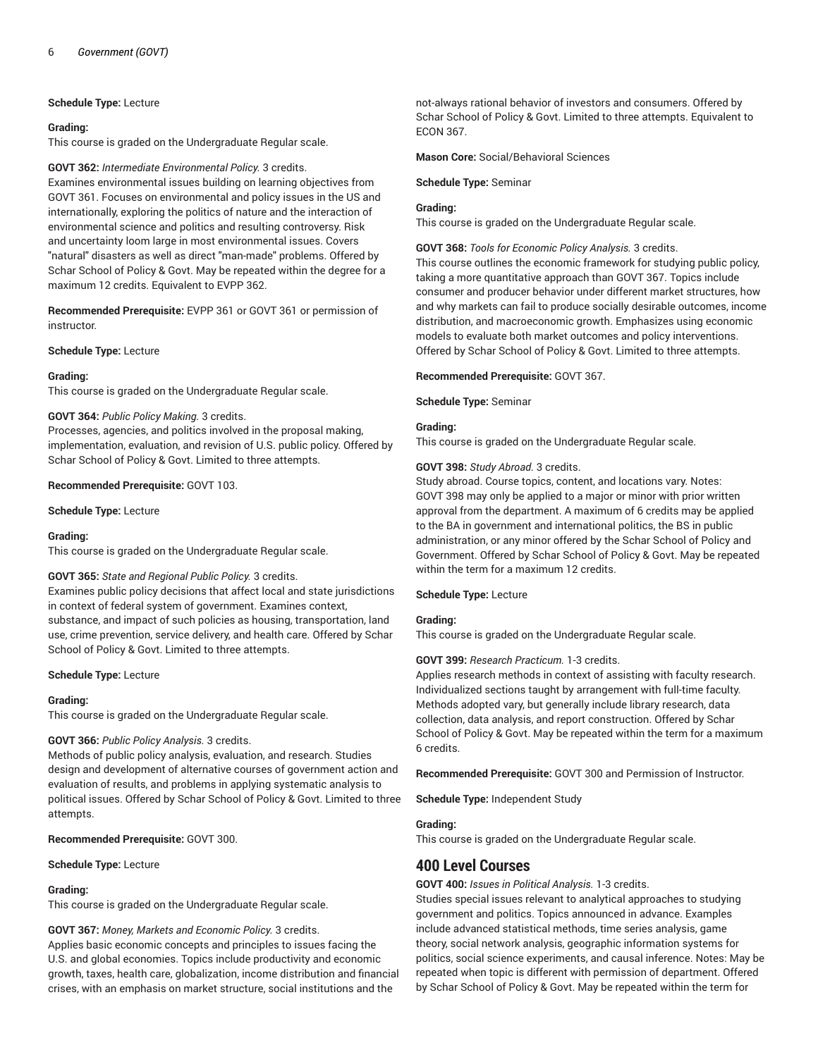**Schedule Type:** Lecture

**Grading:**
This course is graded on the Undergraduate Regular scale.

**GOVT 362:** *Intermediate Environmental Policy.* 3 credits.
Examines environmental issues building on learning objectives from GOVT 361. Focuses on environmental and policy issues in the US and internationally, exploring the politics of nature and the interaction of environmental science and politics and resulting controversy. Risk and uncertainty loom large in most environmental issues. Covers "natural" disasters as well as direct "man-made" problems. Offered by Schar School of Policy & Govt. May be repeated within the degree for a maximum 12 credits. Equivalent to EVPP 362.

**Recommended Prerequisite:** EVPP 361 or GOVT 361 or permission of instructor.

**Schedule Type:** Lecture

**Grading:**
This course is graded on the Undergraduate Regular scale.

**GOVT 364:** *Public Policy Making.* 3 credits.
Processes, agencies, and politics involved in the proposal making, implementation, evaluation, and revision of U.S. public policy. Offered by Schar School of Policy & Govt. Limited to three attempts.

**Recommended Prerequisite:** GOVT 103.

**Schedule Type:** Lecture

**Grading:**
This course is graded on the Undergraduate Regular scale.

**GOVT 365:** *State and Regional Public Policy.* 3 credits.
Examines public policy decisions that affect local and state jurisdictions in context of federal system of government. Examines context, substance, and impact of such policies as housing, transportation, land use, crime prevention, service delivery, and health care. Offered by Schar School of Policy & Govt. Limited to three attempts.

**Schedule Type:** Lecture

**Grading:**
This course is graded on the Undergraduate Regular scale.

**GOVT 366:** *Public Policy Analysis.* 3 credits.
Methods of public policy analysis, evaluation, and research. Studies design and development of alternative courses of government action and evaluation of results, and problems in applying systematic analysis to political issues. Offered by Schar School of Policy & Govt. Limited to three attempts.

**Recommended Prerequisite:** GOVT 300.

**Schedule Type:** Lecture

**Grading:**
This course is graded on the Undergraduate Regular scale.

**GOVT 367:** *Money, Markets and Economic Policy.* 3 credits.
Applies basic economic concepts and principles to issues facing the U.S. and global economies. Topics include productivity and economic growth, taxes, health care, globalization, income distribution and financial crises, with an emphasis on market structure, social institutions and the not-always rational behavior of investors and consumers. Offered by Schar School of Policy & Govt. Limited to three attempts. Equivalent to ECON 367.

**Mason Core:** Social/Behavioral Sciences

**Schedule Type:** Seminar

**Grading:**
This course is graded on the Undergraduate Regular scale.

**GOVT 368:** *Tools for Economic Policy Analysis.* 3 credits.
This course outlines the economic framework for studying public policy, taking a more quantitative approach than GOVT 367. Topics include consumer and producer behavior under different market structures, how and why markets can fail to produce socially desirable outcomes, income distribution, and macroeconomic growth. Emphasizes using economic models to evaluate both market outcomes and policy interventions. Offered by Schar School of Policy & Govt. Limited to three attempts.

**Recommended Prerequisite:** GOVT 367.

**Schedule Type:** Seminar

**Grading:**
This course is graded on the Undergraduate Regular scale.

**GOVT 398:** *Study Abroad.* 3 credits.
Study abroad. Course topics, content, and locations vary. Notes: GOVT 398 may only be applied to a major or minor with prior written approval from the department. A maximum of 6 credits may be applied to the BA in government and international politics, the BS in public administration, or any minor offered by the Schar School of Policy and Government. Offered by Schar School of Policy & Govt. May be repeated within the term for a maximum 12 credits.

**Schedule Type:** Lecture

**Grading:**
This course is graded on the Undergraduate Regular scale.

**GOVT 399:** *Research Practicum.* 1-3 credits.
Applies research methods in context of assisting with faculty research. Individualized sections taught by arrangement with full-time faculty. Methods adopted vary, but generally include library research, data collection, data analysis, and report construction. Offered by Schar School of Policy & Govt. May be repeated within the term for a maximum 6 credits.

**Recommended Prerequisite:** GOVT 300 and Permission of Instructor.

**Schedule Type:** Independent Study

**Grading:**
This course is graded on the Undergraduate Regular scale.

## 400 Level Courses

**GOVT 400:** *Issues in Political Analysis.* 1-3 credits.
Studies special issues relevant to analytical approaches to studying government and politics. Topics announced in advance. Examples include advanced statistical methods, time series analysis, game theory, social network analysis, geographic information systems for politics, social science experiments, and causal inference. Notes: May be repeated when topic is different with permission of department. Offered by Schar School of Policy & Govt. May be repeated within the term for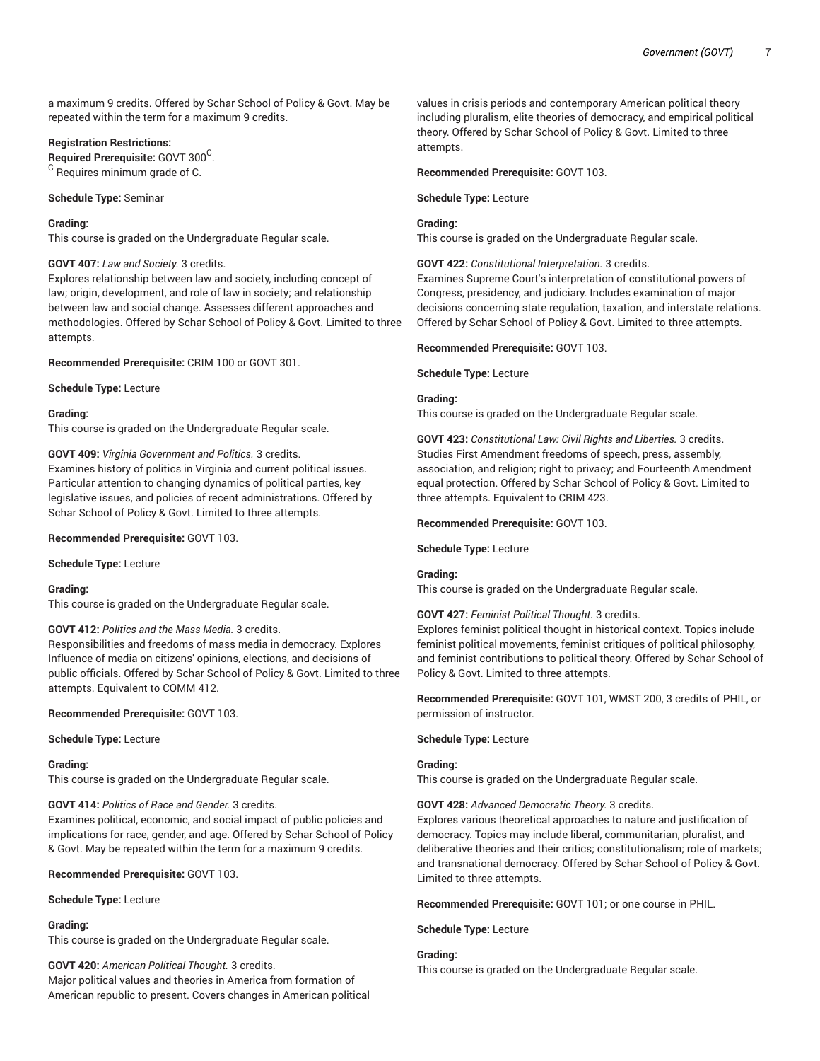a maximum 9 credits. Offered by Schar School of Policy & Govt. May be repeated within the term for a maximum 9 credits.

**Registration Restrictions:**
**Required Prerequisite:** GOVT 300[C].
[C] Requires minimum grade of C.

**Schedule Type:** Seminar

**Grading:**
This course is graded on the Undergraduate Regular scale.

**GOVT 407:** *Law and Society.* 3 credits.
Explores relationship between law and society, including concept of law; origin, development, and role of law in society; and relationship between law and social change. Assesses different approaches and methodologies. Offered by Schar School of Policy & Govt. Limited to three attempts.

**Recommended Prerequisite:** CRIM 100 or GOVT 301.

**Schedule Type:** Lecture

**Grading:**
This course is graded on the Undergraduate Regular scale.

**GOVT 409:** *Virginia Government and Politics.* 3 credits.
Examines history of politics in Virginia and current political issues. Particular attention to changing dynamics of political parties, key legislative issues, and policies of recent administrations. Offered by Schar School of Policy & Govt. Limited to three attempts.

**Recommended Prerequisite:** GOVT 103.

**Schedule Type:** Lecture

**Grading:**
This course is graded on the Undergraduate Regular scale.

**GOVT 412:** *Politics and the Mass Media.* 3 credits.
Responsibilities and freedoms of mass media in democracy. Explores Influence of media on citizens' opinions, elections, and decisions of public officials. Offered by Schar School of Policy & Govt. Limited to three attempts. Equivalent to COMM 412.

**Recommended Prerequisite:** GOVT 103.

**Schedule Type:** Lecture

**Grading:**
This course is graded on the Undergraduate Regular scale.

**GOVT 414:** *Politics of Race and Gender.* 3 credits.
Examines political, economic, and social impact of public policies and implications for race, gender, and age. Offered by Schar School of Policy & Govt. May be repeated within the term for a maximum 9 credits.

**Recommended Prerequisite:** GOVT 103.

**Schedule Type:** Lecture

**Grading:**
This course is graded on the Undergraduate Regular scale.

**GOVT 420:** *American Political Thought.* 3 credits.
Major political values and theories in America from formation of American republic to present. Covers changes in American political values in crisis periods and contemporary American political theory including pluralism, elite theories of democracy, and empirical political theory. Offered by Schar School of Policy & Govt. Limited to three attempts.

**Recommended Prerequisite:** GOVT 103.

**Schedule Type:** Lecture

**Grading:**
This course is graded on the Undergraduate Regular scale.

**GOVT 422:** *Constitutional Interpretation.* 3 credits.
Examines Supreme Court's interpretation of constitutional powers of Congress, presidency, and judiciary. Includes examination of major decisions concerning state regulation, taxation, and interstate relations. Offered by Schar School of Policy & Govt. Limited to three attempts.

**Recommended Prerequisite:** GOVT 103.

**Schedule Type:** Lecture

**Grading:**
This course is graded on the Undergraduate Regular scale.

**GOVT 423:** *Constitutional Law: Civil Rights and Liberties.* 3 credits.
Studies First Amendment freedoms of speech, press, assembly, association, and religion; right to privacy; and Fourteenth Amendment equal protection. Offered by Schar School of Policy & Govt. Limited to three attempts. Equivalent to CRIM 423.

**Recommended Prerequisite:** GOVT 103.

**Schedule Type:** Lecture

**Grading:**
This course is graded on the Undergraduate Regular scale.

**GOVT 427:** *Feminist Political Thought.* 3 credits.
Explores feminist political thought in historical context. Topics include feminist political movements, feminist critiques of political philosophy, and feminist contributions to political theory. Offered by Schar School of Policy & Govt. Limited to three attempts.

**Recommended Prerequisite:** GOVT 101, WMST 200, 3 credits of PHIL, or permission of instructor.

**Schedule Type:** Lecture

**Grading:**
This course is graded on the Undergraduate Regular scale.

**GOVT 428:** *Advanced Democratic Theory.* 3 credits.
Explores various theoretical approaches to nature and justification of democracy. Topics may include liberal, communitarian, pluralist, and deliberative theories and their critics; constitutionalism; role of markets; and transnational democracy. Offered by Schar School of Policy & Govt. Limited to three attempts.

**Recommended Prerequisite:** GOVT 101; or one course in PHIL.

**Schedule Type:** Lecture

**Grading:**
This course is graded on the Undergraduate Regular scale.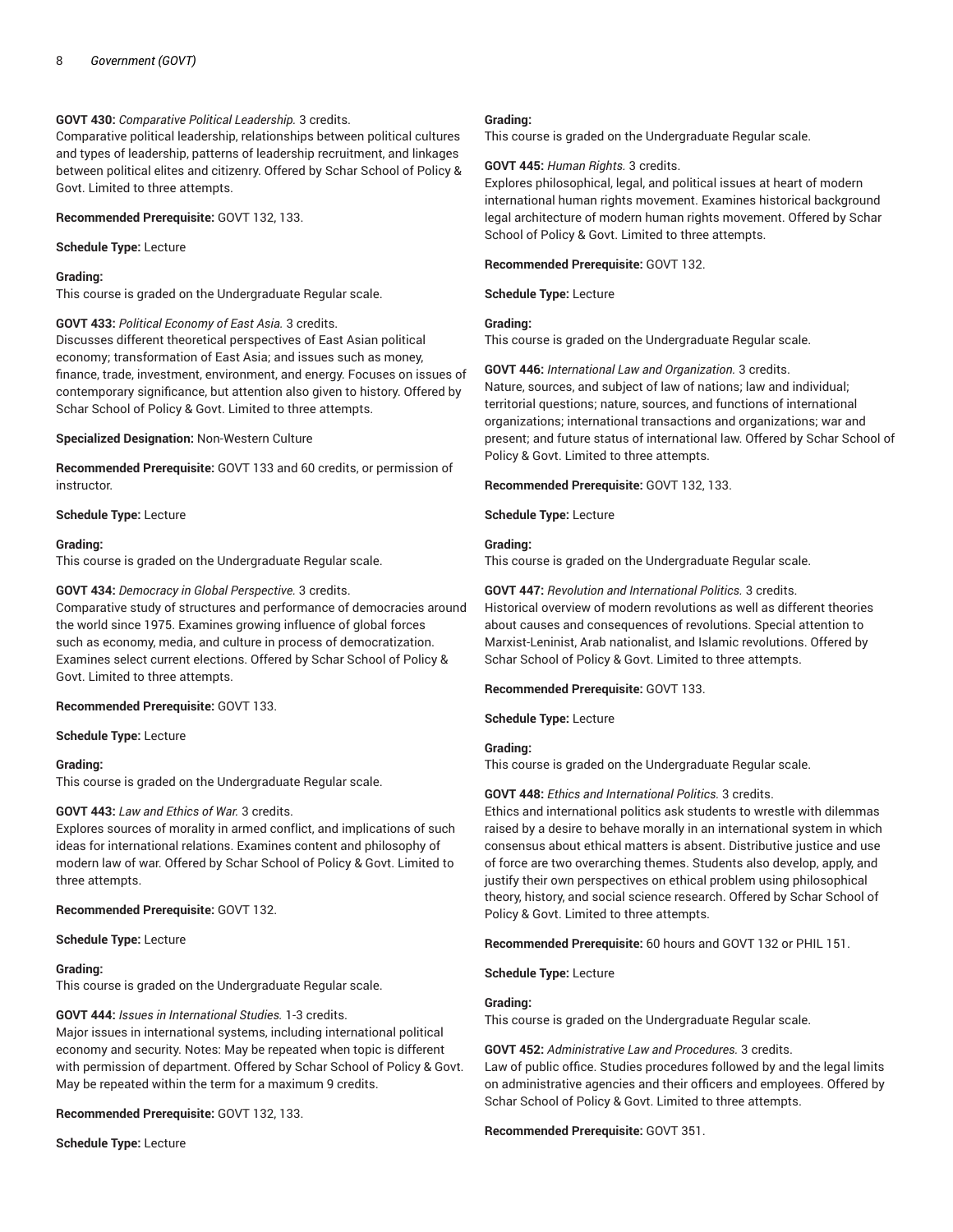**GOVT 430:** *Comparative Political Leadership.* 3 credits.
Comparative political leadership, relationships between political cultures and types of leadership, patterns of leadership recruitment, and linkages between political elites and citizenry. Offered by Schar School of Policy & Govt. Limited to three attempts.

**Recommended Prerequisite:** GOVT 132, 133.

**Schedule Type:** Lecture

**Grading:**
This course is graded on the Undergraduate Regular scale.

**GOVT 433:** *Political Economy of East Asia.* 3 credits.
Discusses different theoretical perspectives of East Asian political economy; transformation of East Asia; and issues such as money, finance, trade, investment, environment, and energy. Focuses on issues of contemporary significance, but attention also given to history. Offered by Schar School of Policy & Govt. Limited to three attempts.

**Specialized Designation:** Non-Western Culture

**Recommended Prerequisite:** GOVT 133 and 60 credits, or permission of instructor.

**Schedule Type:** Lecture

**Grading:**
This course is graded on the Undergraduate Regular scale.

**GOVT 434:** *Democracy in Global Perspective.* 3 credits.
Comparative study of structures and performance of democracies around the world since 1975. Examines growing influence of global forces such as economy, media, and culture in process of democratization. Examines select current elections. Offered by Schar School of Policy & Govt. Limited to three attempts.

**Recommended Prerequisite:** GOVT 133.

**Schedule Type:** Lecture

**Grading:**
This course is graded on the Undergraduate Regular scale.

**GOVT 443:** *Law and Ethics of War.* 3 credits.
Explores sources of morality in armed conflict, and implications of such ideas for international relations. Examines content and philosophy of modern law of war. Offered by Schar School of Policy & Govt. Limited to three attempts.

**Recommended Prerequisite:** GOVT 132.

**Schedule Type:** Lecture

**Grading:**
This course is graded on the Undergraduate Regular scale.

**GOVT 444:** *Issues in International Studies.* 1-3 credits.
Major issues in international systems, including international political economy and security. Notes: May be repeated when topic is different with permission of department. Offered by Schar School of Policy & Govt. May be repeated within the term for a maximum 9 credits.

**Recommended Prerequisite:** GOVT 132, 133.

**Schedule Type:** Lecture

**Grading:**
This course is graded on the Undergraduate Regular scale.

**GOVT 445:** *Human Rights.* 3 credits.
Explores philosophical, legal, and political issues at heart of modern international human rights movement. Examines historical background legal architecture of modern human rights movement. Offered by Schar School of Policy & Govt. Limited to three attempts.

**Recommended Prerequisite:** GOVT 132.

**Schedule Type:** Lecture

**Grading:**
This course is graded on the Undergraduate Regular scale.

**GOVT 446:** *International Law and Organization.* 3 credits.
Nature, sources, and subject of law of nations; law and individual; territorial questions; nature, sources, and functions of international organizations; international transactions and organizations; war and present; and future status of international law. Offered by Schar School of Policy & Govt. Limited to three attempts.

**Recommended Prerequisite:** GOVT 132, 133.

**Schedule Type:** Lecture

**Grading:**
This course is graded on the Undergraduate Regular scale.

**GOVT 447:** *Revolution and International Politics.* 3 credits.
Historical overview of modern revolutions as well as different theories about causes and consequences of revolutions. Special attention to Marxist-Leninist, Arab nationalist, and Islamic revolutions. Offered by Schar School of Policy & Govt. Limited to three attempts.

**Recommended Prerequisite:** GOVT 133.

**Schedule Type:** Lecture

**Grading:**
This course is graded on the Undergraduate Regular scale.

**GOVT 448:** *Ethics and International Politics.* 3 credits.
Ethics and international politics ask students to wrestle with dilemmas raised by a desire to behave morally in an international system in which consensus about ethical matters is absent. Distributive justice and use of force are two overarching themes. Students also develop, apply, and justify their own perspectives on ethical problem using philosophical theory, history, and social science research. Offered by Schar School of Policy & Govt. Limited to three attempts.

**Recommended Prerequisite:** 60 hours and GOVT 132 or PHIL 151.

**Schedule Type:** Lecture

**Grading:**
This course is graded on the Undergraduate Regular scale.

**GOVT 452:** *Administrative Law and Procedures.* 3 credits.
Law of public office. Studies procedures followed by and the legal limits on administrative agencies and their officers and employees. Offered by Schar School of Policy & Govt. Limited to three attempts.

**Recommended Prerequisite:** GOVT 351.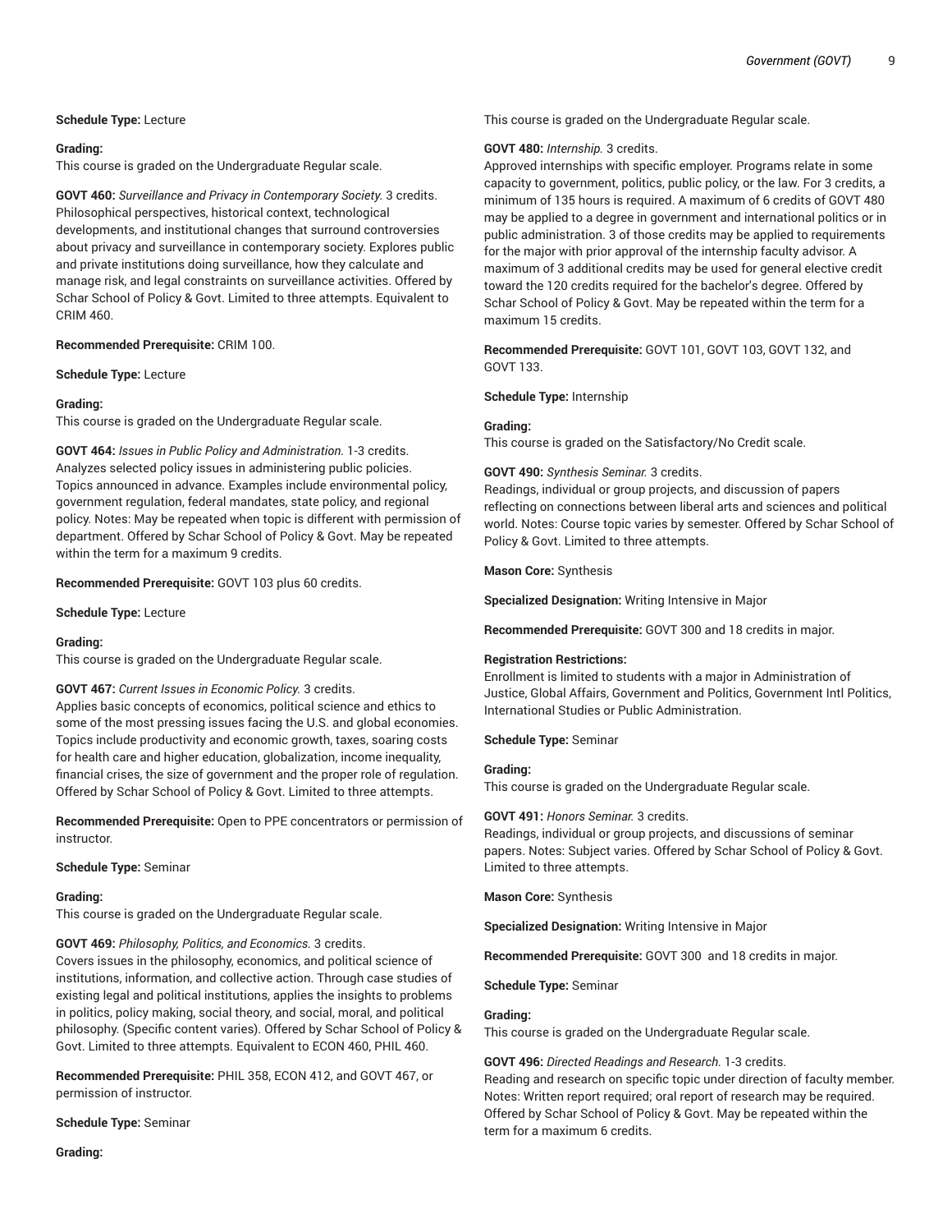**Schedule Type:** Lecture

**Grading:**
This course is graded on the Undergraduate Regular scale.

**GOVT 460:** *Surveillance and Privacy in Contemporary Society.* 3 credits.
Philosophical perspectives, historical context, technological developments, and institutional changes that surround controversies about privacy and surveillance in contemporary society. Explores public and private institutions doing surveillance, how they calculate and manage risk, and legal constraints on surveillance activities. Offered by Schar School of Policy & Govt. Limited to three attempts. Equivalent to CRIM 460.

**Recommended Prerequisite:** CRIM 100.

**Schedule Type:** Lecture

**Grading:**
This course is graded on the Undergraduate Regular scale.

**GOVT 464:** *Issues in Public Policy and Administration.* 1-3 credits.
Analyzes selected policy issues in administering public policies. Topics announced in advance. Examples include environmental policy, government regulation, federal mandates, state policy, and regional policy. Notes: May be repeated when topic is different with permission of department. Offered by Schar School of Policy & Govt. May be repeated within the term for a maximum 9 credits.

**Recommended Prerequisite:** GOVT 103 plus 60 credits.

**Schedule Type:** Lecture

**Grading:**
This course is graded on the Undergraduate Regular scale.

**GOVT 467:** *Current Issues in Economic Policy.* 3 credits.
Applies basic concepts of economics, political science and ethics to some of the most pressing issues facing the U.S. and global economies. Topics include productivity and economic growth, taxes, soaring costs for health care and higher education, globalization, income inequality, financial crises, the size of government and the proper role of regulation. Offered by Schar School of Policy & Govt. Limited to three attempts.

**Recommended Prerequisite:** Open to PPE concentrators or permission of instructor.

**Schedule Type:** Seminar

**Grading:**
This course is graded on the Undergraduate Regular scale.

**GOVT 469:** *Philosophy, Politics, and Economics.* 3 credits.
Covers issues in the philosophy, economics, and political science of institutions, information, and collective action. Through case studies of existing legal and political institutions, applies the insights to problems in politics, policy making, social theory, and social, moral, and political philosophy. (Specific content varies). Offered by Schar School of Policy & Govt. Limited to three attempts. Equivalent to ECON 460, PHIL 460.

**Recommended Prerequisite:** PHIL 358, ECON 412, and GOVT 467, or permission of instructor.

**Schedule Type:** Seminar

**Grading:**
This course is graded on the Undergraduate Regular scale.

**GOVT 480:** *Internship.* 3 credits.
Approved internships with specific employer. Programs relate in some capacity to government, politics, public policy, or the law. For 3 credits, a minimum of 135 hours is required. A maximum of 6 credits of GOVT 480 may be applied to a degree in government and international politics or in public administration. 3 of those credits may be applied to requirements for the major with prior approval of the internship faculty advisor. A maximum of 3 additional credits may be used for general elective credit toward the 120 credits required for the bachelor's degree. Offered by Schar School of Policy & Govt. May be repeated within the term for a maximum 15 credits.

**Recommended Prerequisite:** GOVT 101, GOVT 103, GOVT 132, and GOVT 133.

**Schedule Type:** Internship

**Grading:**
This course is graded on the Satisfactory/No Credit scale.

**GOVT 490:** *Synthesis Seminar.* 3 credits.
Readings, individual or group projects, and discussion of papers reflecting on connections between liberal arts and sciences and political world. Notes: Course topic varies by semester. Offered by Schar School of Policy & Govt. Limited to three attempts.

**Mason Core:** Synthesis

**Specialized Designation:** Writing Intensive in Major

**Recommended Prerequisite:** GOVT 300 and 18 credits in major.

**Registration Restrictions:**
Enrollment is limited to students with a major in Administration of Justice, Global Affairs, Government and Politics, Government Intl Politics, International Studies or Public Administration.

**Schedule Type:** Seminar

**Grading:**
This course is graded on the Undergraduate Regular scale.

**GOVT 491:** *Honors Seminar.* 3 credits.
Readings, individual or group projects, and discussions of seminar papers. Notes: Subject varies. Offered by Schar School of Policy & Govt. Limited to three attempts.

**Mason Core:** Synthesis

**Specialized Designation:** Writing Intensive in Major

**Recommended Prerequisite:** GOVT 300 and 18 credits in major.

**Schedule Type:** Seminar

**Grading:**
This course is graded on the Undergraduate Regular scale.

**GOVT 496:** *Directed Readings and Research.* 1-3 credits.
Reading and research on specific topic under direction of faculty member. Notes: Written report required; oral report of research may be required. Offered by Schar School of Policy & Govt. May be repeated within the term for a maximum 6 credits.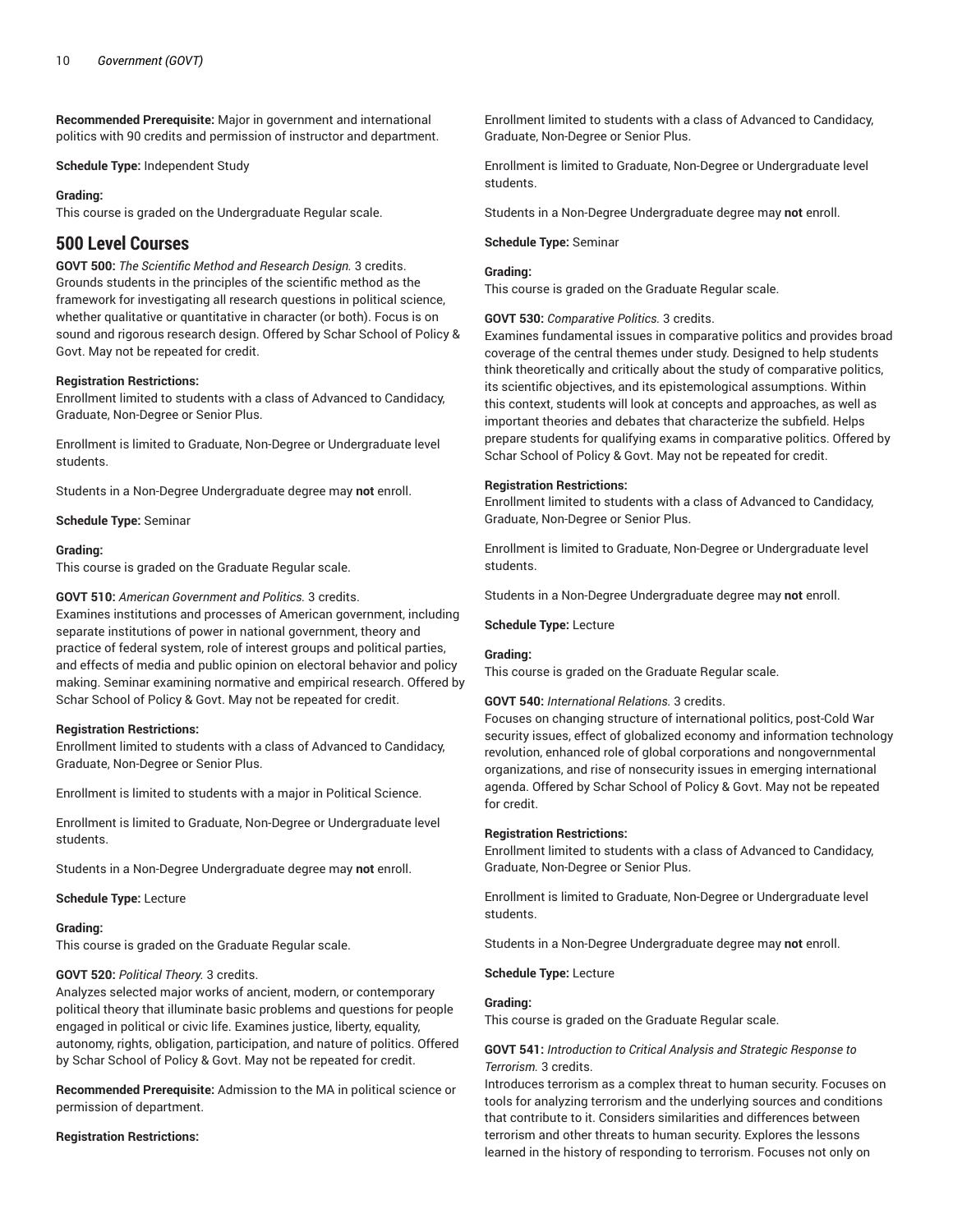**Recommended Prerequisite:** Major in government and international politics with 90 credits and permission of instructor and department.

**Schedule Type:** Independent Study

**Grading:**
This course is graded on the Undergraduate Regular scale.

## 500 Level Courses

**GOVT 500:** *The Scientific Method and Research Design.* 3 credits.
Grounds students in the principles of the scientific method as the framework for investigating all research questions in political science, whether qualitative or quantitative in character (or both). Focus is on sound and rigorous research design. Offered by Schar School of Policy & Govt. May not be repeated for credit.

**Registration Restrictions:**
Enrollment limited to students with a class of Advanced to Candidacy, Graduate, Non-Degree or Senior Plus.

Enrollment is limited to Graduate, Non-Degree or Undergraduate level students.

Students in a Non-Degree Undergraduate degree may **not** enroll.

**Schedule Type:** Seminar

**Grading:**
This course is graded on the Graduate Regular scale.

**GOVT 510:** *American Government and Politics.* 3 credits.
Examines institutions and processes of American government, including separate institutions of power in national government, theory and practice of federal system, role of interest groups and political parties, and effects of media and public opinion on electoral behavior and policy making. Seminar examining normative and empirical research. Offered by Schar School of Policy & Govt. May not be repeated for credit.

**Registration Restrictions:**
Enrollment limited to students with a class of Advanced to Candidacy, Graduate, Non-Degree or Senior Plus.

Enrollment is limited to students with a major in Political Science.

Enrollment is limited to Graduate, Non-Degree or Undergraduate level students.

Students in a Non-Degree Undergraduate degree may **not** enroll.

**Schedule Type:** Lecture

**Grading:**
This course is graded on the Graduate Regular scale.

**GOVT 520:** *Political Theory.* 3 credits.
Analyzes selected major works of ancient, modern, or contemporary political theory that illuminate basic problems and questions for people engaged in political or civic life. Examines justice, liberty, equality, autonomy, rights, obligation, participation, and nature of politics. Offered by Schar School of Policy & Govt. May not be repeated for credit.

**Recommended Prerequisite:** Admission to the MA in political science or permission of department.

**Registration Restrictions:**
Enrollment limited to students with a class of Advanced to Candidacy, Graduate, Non-Degree or Senior Plus.

Enrollment is limited to Graduate, Non-Degree or Undergraduate level students.

Students in a Non-Degree Undergraduate degree may **not** enroll.

**Schedule Type:** Seminar

**Grading:**
This course is graded on the Graduate Regular scale.

**GOVT 530:** *Comparative Politics.* 3 credits.
Examines fundamental issues in comparative politics and provides broad coverage of the central themes under study. Designed to help students think theoretically and critically about the study of comparative politics, its scientific objectives, and its epistemological assumptions. Within this context, students will look at concepts and approaches, as well as important theories and debates that characterize the subfield. Helps prepare students for qualifying exams in comparative politics. Offered by Schar School of Policy & Govt. May not be repeated for credit.

**Registration Restrictions:**
Enrollment limited to students with a class of Advanced to Candidacy, Graduate, Non-Degree or Senior Plus.

Enrollment is limited to Graduate, Non-Degree or Undergraduate level students.

Students in a Non-Degree Undergraduate degree may **not** enroll.

**Schedule Type:** Lecture

**Grading:**
This course is graded on the Graduate Regular scale.

**GOVT 540:** *International Relations.* 3 credits.
Focuses on changing structure of international politics, post-Cold War security issues, effect of globalized economy and information technology revolution, enhanced role of global corporations and nongovernmental organizations, and rise of nonsecurity issues in emerging international agenda. Offered by Schar School of Policy & Govt. May not be repeated for credit.

**Registration Restrictions:**
Enrollment limited to students with a class of Advanced to Candidacy, Graduate, Non-Degree or Senior Plus.

Enrollment is limited to Graduate, Non-Degree or Undergraduate level students.

Students in a Non-Degree Undergraduate degree may **not** enroll.

**Schedule Type:** Lecture

**Grading:**
This course is graded on the Graduate Regular scale.

**GOVT 541:** *Introduction to Critical Analysis and Strategic Response to Terrorism.* 3 credits.
Introduces terrorism as a complex threat to human security. Focuses on tools for analyzing terrorism and the underlying sources and conditions that contribute to it. Considers similarities and differences between terrorism and other threats to human security. Explores the lessons learned in the history of responding to terrorism. Focuses not only on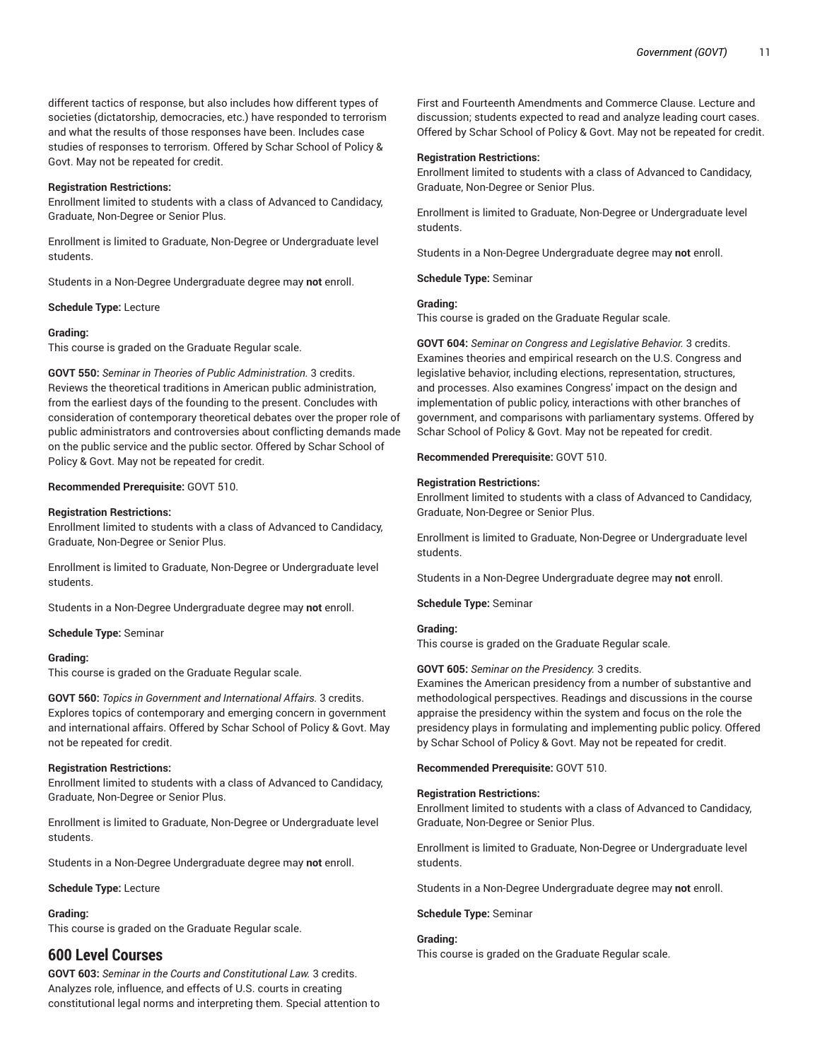different tactics of response, but also includes how different types of societies (dictatorship, democracies, etc.) have responded to terrorism and what the results of those responses have been. Includes case studies of responses to terrorism. Offered by Schar School of Policy & Govt. May not be repeated for credit.

**Registration Restrictions:**
Enrollment limited to students with a class of Advanced to Candidacy, Graduate, Non-Degree or Senior Plus.

Enrollment is limited to Graduate, Non-Degree or Undergraduate level students.

Students in a Non-Degree Undergraduate degree may **not** enroll.

**Schedule Type:** Lecture

**Grading:**
This course is graded on the Graduate Regular scale.

**GOVT 550:** *Seminar in Theories of Public Administration.* 3 credits.
Reviews the theoretical traditions in American public administration, from the earliest days of the founding to the present. Concludes with consideration of contemporary theoretical debates over the proper role of public administrators and controversies about conflicting demands made on the public service and the public sector. Offered by Schar School of Policy & Govt. May not be repeated for credit.

**Recommended Prerequisite:** GOVT 510.

**Registration Restrictions:**
Enrollment limited to students with a class of Advanced to Candidacy, Graduate, Non-Degree or Senior Plus.

Enrollment is limited to Graduate, Non-Degree or Undergraduate level students.

Students in a Non-Degree Undergraduate degree may **not** enroll.

**Schedule Type:** Seminar

**Grading:**
This course is graded on the Graduate Regular scale.

**GOVT 560:** *Topics in Government and International Affairs.* 3 credits.
Explores topics of contemporary and emerging concern in government and international affairs. Offered by Schar School of Policy & Govt. May not be repeated for credit.

**Registration Restrictions:**
Enrollment limited to students with a class of Advanced to Candidacy, Graduate, Non-Degree or Senior Plus.

Enrollment is limited to Graduate, Non-Degree or Undergraduate level students.

Students in a Non-Degree Undergraduate degree may **not** enroll.

**Schedule Type:** Lecture

**Grading:**
This course is graded on the Graduate Regular scale.

## 600 Level Courses

**GOVT 603:** *Seminar in the Courts and Constitutional Law.* 3 credits.
Analyzes role, influence, and effects of U.S. courts in creating constitutional legal norms and interpreting them. Special attention to First and Fourteenth Amendments and Commerce Clause. Lecture and discussion; students expected to read and analyze leading court cases. Offered by Schar School of Policy & Govt. May not be repeated for credit.

**Registration Restrictions:**
Enrollment limited to students with a class of Advanced to Candidacy, Graduate, Non-Degree or Senior Plus.

Enrollment is limited to Graduate, Non-Degree or Undergraduate level students.

Students in a Non-Degree Undergraduate degree may **not** enroll.

**Schedule Type:** Seminar

**Grading:**
This course is graded on the Graduate Regular scale.

**GOVT 604:** *Seminar on Congress and Legislative Behavior.* 3 credits.
Examines theories and empirical research on the U.S. Congress and legislative behavior, including elections, representation, structures, and processes. Also examines Congress' impact on the design and implementation of public policy, interactions with other branches of government, and comparisons with parliamentary systems. Offered by Schar School of Policy & Govt. May not be repeated for credit.

**Recommended Prerequisite:** GOVT 510.

**Registration Restrictions:**
Enrollment limited to students with a class of Advanced to Candidacy, Graduate, Non-Degree or Senior Plus.

Enrollment is limited to Graduate, Non-Degree or Undergraduate level students.

Students in a Non-Degree Undergraduate degree may **not** enroll.

**Schedule Type:** Seminar

**Grading:**
This course is graded on the Graduate Regular scale.

**GOVT 605:** *Seminar on the Presidency.* 3 credits.
Examines the American presidency from a number of substantive and methodological perspectives. Readings and discussions in the course appraise the presidency within the system and focus on the role the presidency plays in formulating and implementing public policy. Offered by Schar School of Policy & Govt. May not be repeated for credit.

**Recommended Prerequisite:** GOVT 510.

**Registration Restrictions:**
Enrollment limited to students with a class of Advanced to Candidacy, Graduate, Non-Degree or Senior Plus.

Enrollment is limited to Graduate, Non-Degree or Undergraduate level students.

Students in a Non-Degree Undergraduate degree may **not** enroll.

**Schedule Type:** Seminar

**Grading:**
This course is graded on the Graduate Regular scale.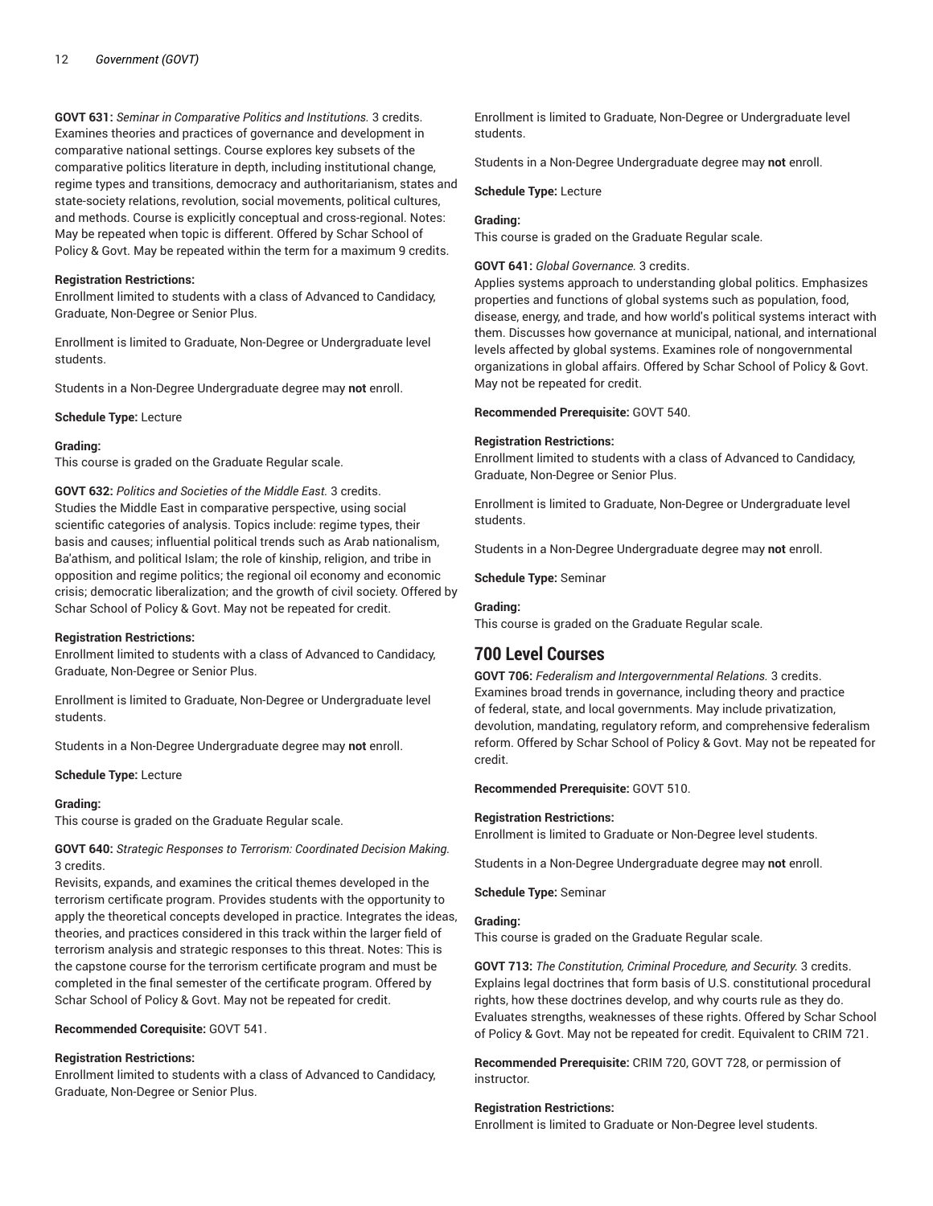**GOVT 631:** *Seminar in Comparative Politics and Institutions.* 3 credits.
Examines theories and practices of governance and development in comparative national settings. Course explores key subsets of the comparative politics literature in depth, including institutional change, regime types and transitions, democracy and authoritarianism, states and state-society relations, revolution, social movements, political cultures, and methods. Course is explicitly conceptual and cross-regional. Notes: May be repeated when topic is different. Offered by Schar School of Policy & Govt. May be repeated within the term for a maximum 9 credits.

**Registration Restrictions:**
Enrollment limited to students with a class of Advanced to Candidacy, Graduate, Non-Degree or Senior Plus.

Enrollment is limited to Graduate, Non-Degree or Undergraduate level students.

Students in a Non-Degree Undergraduate degree may **not** enroll.

**Schedule Type:** Lecture

**Grading:**
This course is graded on the Graduate Regular scale.

**GOVT 632:** *Politics and Societies of the Middle East.* 3 credits.
Studies the Middle East in comparative perspective, using social scientific categories of analysis. Topics include: regime types, their basis and causes; influential political trends such as Arab nationalism, Ba'athism, and political Islam; the role of kinship, religion, and tribe in opposition and regime politics; the regional oil economy and economic crisis; democratic liberalization; and the growth of civil society. Offered by Schar School of Policy & Govt. May not be repeated for credit.

**Registration Restrictions:**
Enrollment limited to students with a class of Advanced to Candidacy, Graduate, Non-Degree or Senior Plus.

Enrollment is limited to Graduate, Non-Degree or Undergraduate level students.

Students in a Non-Degree Undergraduate degree may **not** enroll.

**Schedule Type:** Lecture

**Grading:**
This course is graded on the Graduate Regular scale.

**GOVT 640:** *Strategic Responses to Terrorism: Coordinated Decision Making.* 3 credits.
Revisits, expands, and examines the critical themes developed in the terrorism certificate program. Provides students with the opportunity to apply the theoretical concepts developed in practice. Integrates the ideas, theories, and practices considered in this track within the larger field of terrorism analysis and strategic responses to this threat. Notes: This is the capstone course for the terrorism certificate program and must be completed in the final semester of the certificate program. Offered by Schar School of Policy & Govt. May not be repeated for credit.

**Recommended Corequisite:** GOVT 541.

**Registration Restrictions:**
Enrollment limited to students with a class of Advanced to Candidacy, Graduate, Non-Degree or Senior Plus.

Enrollment is limited to Graduate, Non-Degree or Undergraduate level students.

Students in a Non-Degree Undergraduate degree may **not** enroll.

**Schedule Type:** Lecture

**Grading:**
This course is graded on the Graduate Regular scale.

**GOVT 641:** *Global Governance.* 3 credits.
Applies systems approach to understanding global politics. Emphasizes properties and functions of global systems such as population, food, disease, energy, and trade, and how world's political systems interact with them. Discusses how governance at municipal, national, and international levels affected by global systems. Examines role of nongovernmental organizations in global affairs. Offered by Schar School of Policy & Govt. May not be repeated for credit.

**Recommended Prerequisite:** GOVT 540.

**Registration Restrictions:**
Enrollment limited to students with a class of Advanced to Candidacy, Graduate, Non-Degree or Senior Plus.

Enrollment is limited to Graduate, Non-Degree or Undergraduate level students.

Students in a Non-Degree Undergraduate degree may **not** enroll.

**Schedule Type:** Seminar

**Grading:**
This course is graded on the Graduate Regular scale.

## 700 Level Courses

**GOVT 706:** *Federalism and Intergovernmental Relations.* 3 credits.
Examines broad trends in governance, including theory and practice of federal, state, and local governments. May include privatization, devolution, mandating, regulatory reform, and comprehensive federalism reform. Offered by Schar School of Policy & Govt. May not be repeated for credit.

**Recommended Prerequisite:** GOVT 510.

**Registration Restrictions:**
Enrollment is limited to Graduate or Non-Degree level students.

Students in a Non-Degree Undergraduate degree may **not** enroll.

**Schedule Type:** Seminar

**Grading:**
This course is graded on the Graduate Regular scale.

**GOVT 713:** *The Constitution, Criminal Procedure, and Security.* 3 credits.
Explains legal doctrines that form basis of U.S. constitutional procedural rights, how these doctrines develop, and why courts rule as they do. Evaluates strengths, weaknesses of these rights. Offered by Schar School of Policy & Govt. May not be repeated for credit. Equivalent to CRIM 721.

**Recommended Prerequisite:** CRIM 720, GOVT 728, or permission of instructor.

**Registration Restrictions:**
Enrollment is limited to Graduate or Non-Degree level students.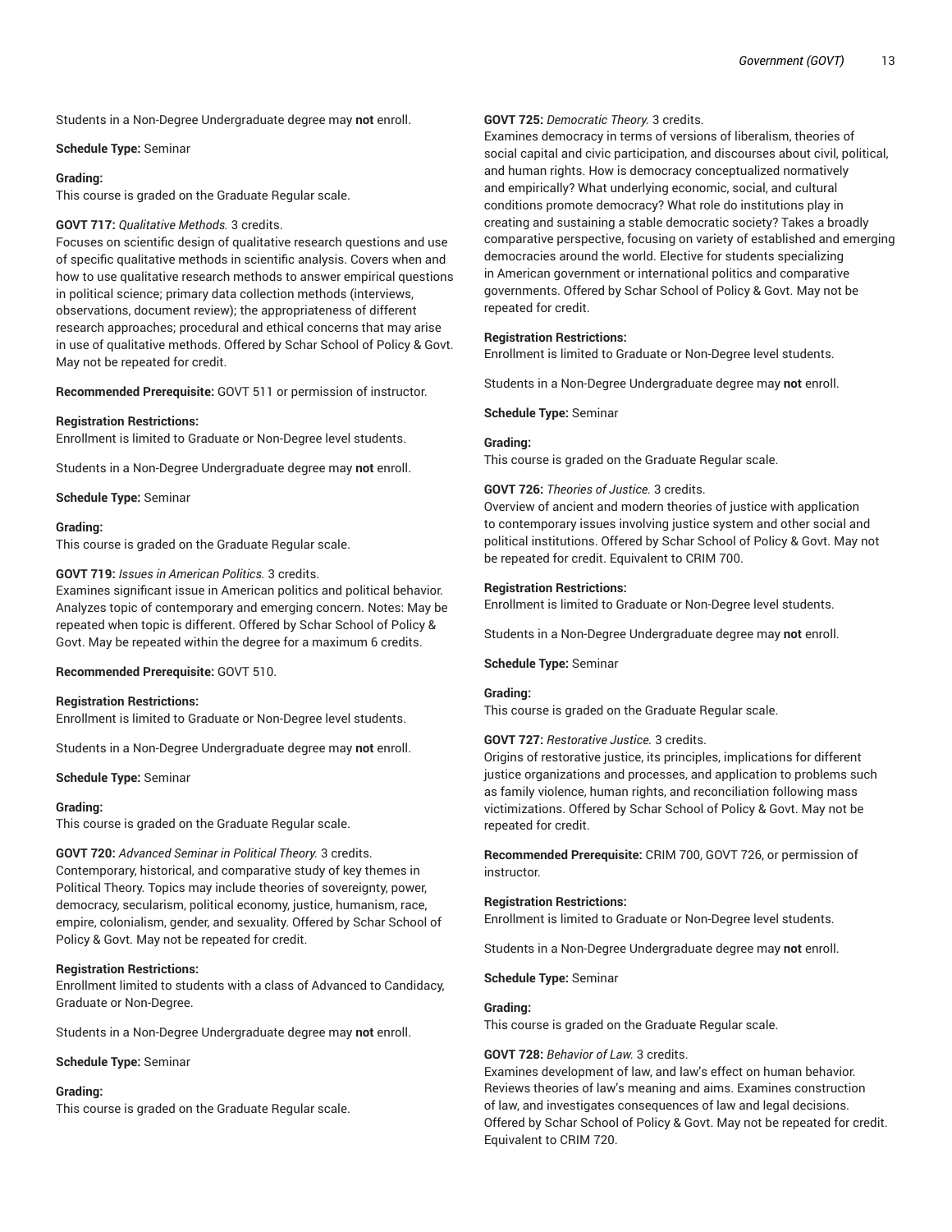Students in a Non-Degree Undergraduate degree may **not** enroll.

**Schedule Type:** Seminar

**Grading:**
This course is graded on the Graduate Regular scale.

**GOVT 717:** *Qualitative Methods.* 3 credits.
Focuses on scientific design of qualitative research questions and use of specific qualitative methods in scientific analysis. Covers when and how to use qualitative research methods to answer empirical questions in political science; primary data collection methods (interviews, observations, document review); the appropriateness of different research approaches; procedural and ethical concerns that may arise in use of qualitative methods. Offered by Schar School of Policy & Govt. May not be repeated for credit.

**Recommended Prerequisite:** GOVT 511 or permission of instructor.

**Registration Restrictions:**
Enrollment is limited to Graduate or Non-Degree level students.

Students in a Non-Degree Undergraduate degree may **not** enroll.

**Schedule Type:** Seminar

**Grading:**
This course is graded on the Graduate Regular scale.

**GOVT 719:** *Issues in American Politics.* 3 credits.
Examines significant issue in American politics and political behavior. Analyzes topic of contemporary and emerging concern. Notes: May be repeated when topic is different. Offered by Schar School of Policy & Govt. May be repeated within the degree for a maximum 6 credits.

**Recommended Prerequisite:** GOVT 510.

**Registration Restrictions:**
Enrollment is limited to Graduate or Non-Degree level students.

Students in a Non-Degree Undergraduate degree may **not** enroll.

**Schedule Type:** Seminar

**Grading:**
This course is graded on the Graduate Regular scale.

**GOVT 720:** *Advanced Seminar in Political Theory.* 3 credits.
Contemporary, historical, and comparative study of key themes in Political Theory. Topics may include theories of sovereignty, power, democracy, secularism, political economy, justice, humanism, race, empire, colonialism, gender, and sexuality. Offered by Schar School of Policy & Govt. May not be repeated for credit.

**Registration Restrictions:**
Enrollment limited to students with a class of Advanced to Candidacy, Graduate or Non-Degree.

Students in a Non-Degree Undergraduate degree may **not** enroll.

**Schedule Type:** Seminar

**Grading:**
This course is graded on the Graduate Regular scale.

**GOVT 725:** *Democratic Theory.* 3 credits.
Examines democracy in terms of versions of liberalism, theories of social capital and civic participation, and discourses about civil, political, and human rights. How is democracy conceptualized normatively and empirically? What underlying economic, social, and cultural conditions promote democracy? What role do institutions play in creating and sustaining a stable democratic society? Takes a broadly comparative perspective, focusing on variety of established and emerging democracies around the world. Elective for students specializing in American government or international politics and comparative governments. Offered by Schar School of Policy & Govt. May not be repeated for credit.

**Registration Restrictions:**
Enrollment is limited to Graduate or Non-Degree level students.

Students in a Non-Degree Undergraduate degree may **not** enroll.

**Schedule Type:** Seminar

**Grading:**
This course is graded on the Graduate Regular scale.

**GOVT 726:** *Theories of Justice.* 3 credits.
Overview of ancient and modern theories of justice with application to contemporary issues involving justice system and other social and political institutions. Offered by Schar School of Policy & Govt. May not be repeated for credit. Equivalent to CRIM 700.

**Registration Restrictions:**
Enrollment is limited to Graduate or Non-Degree level students.

Students in a Non-Degree Undergraduate degree may **not** enroll.

**Schedule Type:** Seminar

**Grading:**
This course is graded on the Graduate Regular scale.

**GOVT 727:** *Restorative Justice.* 3 credits.
Origins of restorative justice, its principles, implications for different justice organizations and processes, and application to problems such as family violence, human rights, and reconciliation following mass victimizations. Offered by Schar School of Policy & Govt. May not be repeated for credit.

**Recommended Prerequisite:** CRIM 700, GOVT 726, or permission of instructor.

**Registration Restrictions:**
Enrollment is limited to Graduate or Non-Degree level students.

Students in a Non-Degree Undergraduate degree may **not** enroll.

**Schedule Type:** Seminar

**Grading:**
This course is graded on the Graduate Regular scale.

**GOVT 728:** *Behavior of Law.* 3 credits.
Examines development of law, and law's effect on human behavior. Reviews theories of law's meaning and aims. Examines construction of law, and investigates consequences of law and legal decisions. Offered by Schar School of Policy & Govt. May not be repeated for credit. Equivalent to CRIM 720.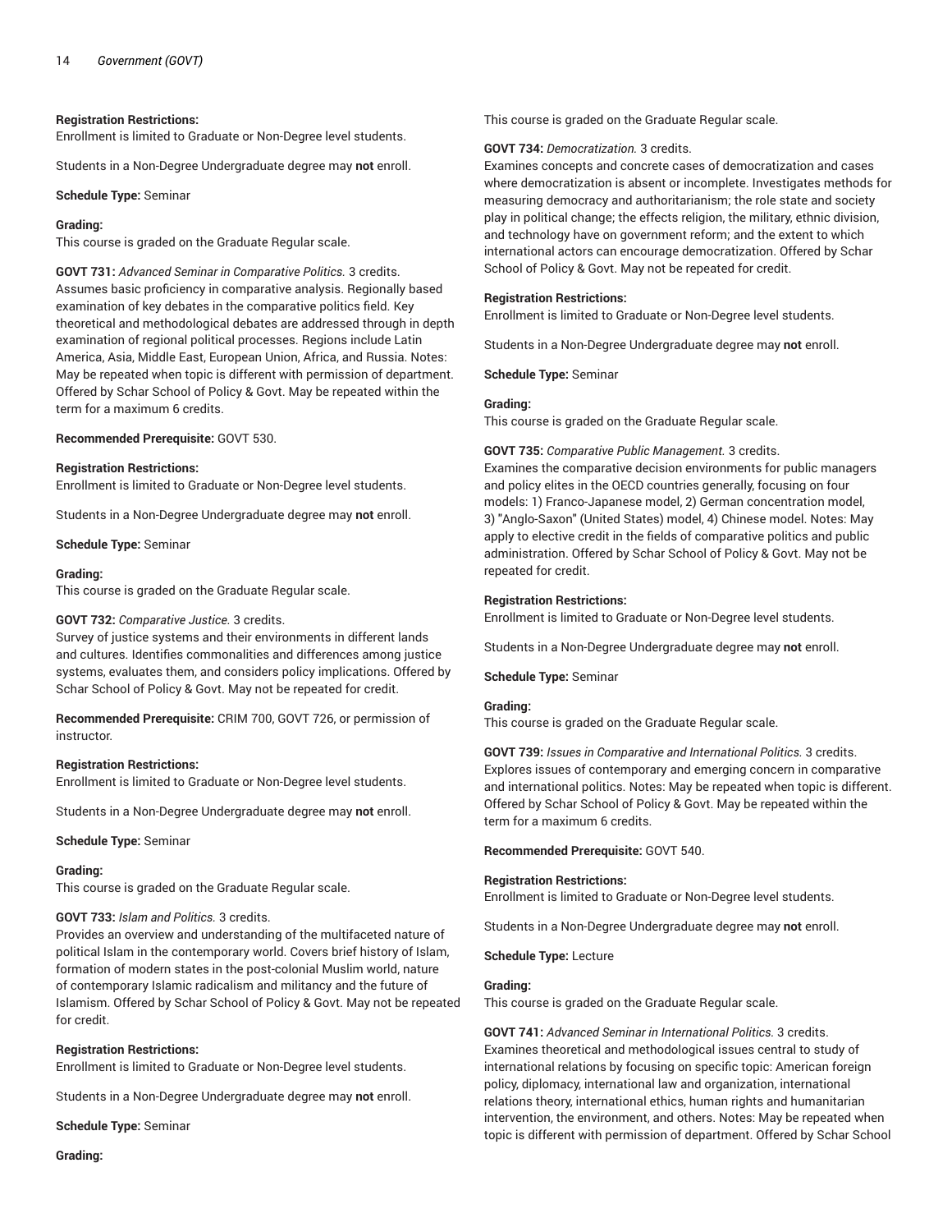**Registration Restrictions:**
Enrollment is limited to Graduate or Non-Degree level students.

Students in a Non-Degree Undergraduate degree may **not** enroll.

**Schedule Type:** Seminar

**Grading:**
This course is graded on the Graduate Regular scale.

**GOVT 731:** *Advanced Seminar in Comparative Politics.* 3 credits.
Assumes basic proficiency in comparative analysis. Regionally based examination of key debates in the comparative politics field. Key theoretical and methodological debates are addressed through in depth examination of regional political processes. Regions include Latin America, Asia, Middle East, European Union, Africa, and Russia. Notes: May be repeated when topic is different with permission of department. Offered by Schar School of Policy & Govt. May be repeated within the term for a maximum 6 credits.

**Recommended Prerequisite:** GOVT 530.

**Registration Restrictions:**
Enrollment is limited to Graduate or Non-Degree level students.

Students in a Non-Degree Undergraduate degree may **not** enroll.

**Schedule Type:** Seminar

**Grading:**
This course is graded on the Graduate Regular scale.

**GOVT 732:** *Comparative Justice.* 3 credits.
Survey of justice systems and their environments in different lands and cultures. Identifies commonalities and differences among justice systems, evaluates them, and considers policy implications. Offered by Schar School of Policy & Govt. May not be repeated for credit.

**Recommended Prerequisite:** CRIM 700, GOVT 726, or permission of instructor.

**Registration Restrictions:**
Enrollment is limited to Graduate or Non-Degree level students.

Students in a Non-Degree Undergraduate degree may **not** enroll.

**Schedule Type:** Seminar

**Grading:**
This course is graded on the Graduate Regular scale.

**GOVT 733:** *Islam and Politics.* 3 credits.
Provides an overview and understanding of the multifaceted nature of political Islam in the contemporary world. Covers brief history of Islam, formation of modern states in the post-colonial Muslim world, nature of contemporary Islamic radicalism and militancy and the future of Islamism. Offered by Schar School of Policy & Govt. May not be repeated for credit.

**Registration Restrictions:**
Enrollment is limited to Graduate or Non-Degree level students.

Students in a Non-Degree Undergraduate degree may **not** enroll.

**Schedule Type:** Seminar

**Grading:**
This course is graded on the Graduate Regular scale.

**GOVT 734:** *Democratization.* 3 credits.
Examines concepts and concrete cases of democratization and cases where democratization is absent or incomplete. Investigates methods for measuring democracy and authoritarianism; the role state and society play in political change; the effects religion, the military, ethnic division, and technology have on government reform; and the extent to which international actors can encourage democratization. Offered by Schar School of Policy & Govt. May not be repeated for credit.

**Registration Restrictions:**
Enrollment is limited to Graduate or Non-Degree level students.

Students in a Non-Degree Undergraduate degree may **not** enroll.

**Schedule Type:** Seminar

**Grading:**
This course is graded on the Graduate Regular scale.

**GOVT 735:** *Comparative Public Management.* 3 credits.
Examines the comparative decision environments for public managers and policy elites in the OECD countries generally, focusing on four models: 1) Franco-Japanese model, 2) German concentration model, 3) "Anglo-Saxon" (United States) model, 4) Chinese model. Notes: May apply to elective credit in the fields of comparative politics and public administration. Offered by Schar School of Policy & Govt. May not be repeated for credit.

**Registration Restrictions:**
Enrollment is limited to Graduate or Non-Degree level students.

Students in a Non-Degree Undergraduate degree may **not** enroll.

**Schedule Type:** Seminar

**Grading:**
This course is graded on the Graduate Regular scale.

**GOVT 739:** *Issues in Comparative and International Politics.* 3 credits.
Explores issues of contemporary and emerging concern in comparative and international politics. Notes: May be repeated when topic is different. Offered by Schar School of Policy & Govt. May be repeated within the term for a maximum 6 credits.

**Recommended Prerequisite:** GOVT 540.

**Registration Restrictions:**
Enrollment is limited to Graduate or Non-Degree level students.

Students in a Non-Degree Undergraduate degree may **not** enroll.

**Schedule Type:** Lecture

**Grading:**
This course is graded on the Graduate Regular scale.

**GOVT 741:** *Advanced Seminar in International Politics.* 3 credits.
Examines theoretical and methodological issues central to study of international relations by focusing on specific topic: American foreign policy, diplomacy, international law and organization, international relations theory, international ethics, human rights and humanitarian intervention, the environment, and others. Notes: May be repeated when topic is different with permission of department. Offered by Schar School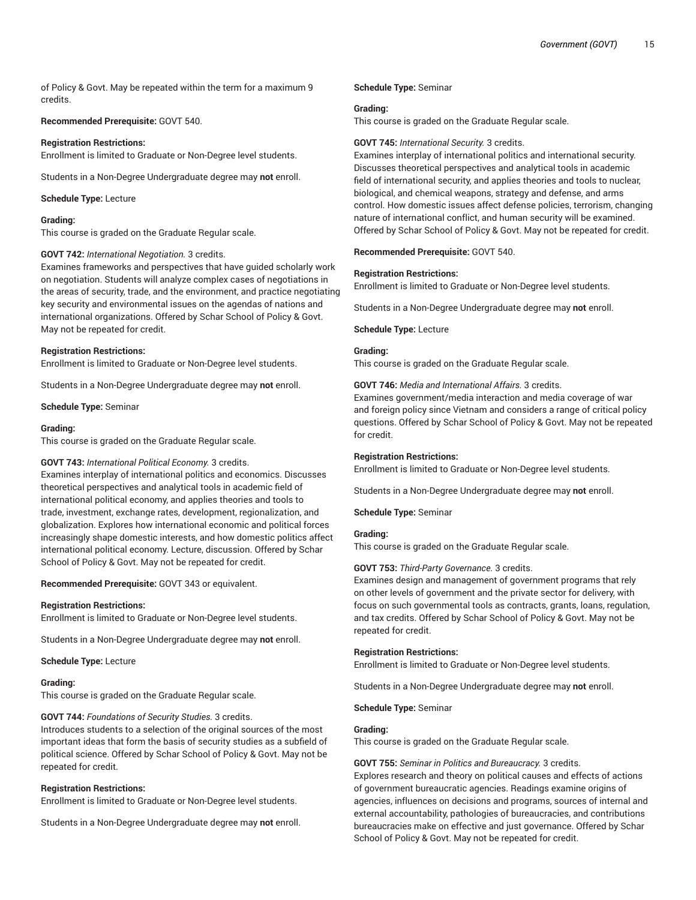of Policy & Govt. May be repeated within the term for a maximum 9 credits.

**Recommended Prerequisite:** GOVT 540.

**Registration Restrictions:**
Enrollment is limited to Graduate or Non-Degree level students.

Students in a Non-Degree Undergraduate degree may **not** enroll.

**Schedule Type:** Lecture

**Grading:**
This course is graded on the Graduate Regular scale.

**GOVT 742:** *International Negotiation.* 3 credits.
Examines frameworks and perspectives that have guided scholarly work on negotiation. Students will analyze complex cases of negotiations in the areas of security, trade, and the environment, and practice negotiating key security and environmental issues on the agendas of nations and international organizations. Offered by Schar School of Policy & Govt. May not be repeated for credit.

**Registration Restrictions:**
Enrollment is limited to Graduate or Non-Degree level students.

Students in a Non-Degree Undergraduate degree may **not** enroll.

**Schedule Type:** Seminar

**Grading:**
This course is graded on the Graduate Regular scale.

**GOVT 743:** *International Political Economy.* 3 credits.
Examines interplay of international politics and economics. Discusses theoretical perspectives and analytical tools in academic field of international political economy, and applies theories and tools to trade, investment, exchange rates, development, regionalization, and globalization. Explores how international economic and political forces increasingly shape domestic interests, and how domestic politics affect international political economy. Lecture, discussion. Offered by Schar School of Policy & Govt. May not be repeated for credit.

**Recommended Prerequisite:** GOVT 343 or equivalent.

**Registration Restrictions:**
Enrollment is limited to Graduate or Non-Degree level students.

Students in a Non-Degree Undergraduate degree may **not** enroll.

**Schedule Type:** Lecture

**Grading:**
This course is graded on the Graduate Regular scale.

**GOVT 744:** *Foundations of Security Studies.* 3 credits.
Introduces students to a selection of the original sources of the most important ideas that form the basis of security studies as a subfield of political science. Offered by Schar School of Policy & Govt. May not be repeated for credit.

**Registration Restrictions:**
Enrollment is limited to Graduate or Non-Degree level students.

Students in a Non-Degree Undergraduate degree may **not** enroll.

**Schedule Type:** Seminar

**Grading:**
This course is graded on the Graduate Regular scale.

**GOVT 745:** *International Security.* 3 credits.
Examines interplay of international politics and international security. Discusses theoretical perspectives and analytical tools in academic field of international security, and applies theories and tools to nuclear, biological, and chemical weapons, strategy and defense, and arms control. How domestic issues affect defense policies, terrorism, changing nature of international conflict, and human security will be examined. Offered by Schar School of Policy & Govt. May not be repeated for credit.

**Recommended Prerequisite:** GOVT 540.

**Registration Restrictions:**
Enrollment is limited to Graduate or Non-Degree level students.

Students in a Non-Degree Undergraduate degree may **not** enroll.

**Schedule Type:** Lecture

**Grading:**
This course is graded on the Graduate Regular scale.

**GOVT 746:** *Media and International Affairs.* 3 credits.
Examines government/media interaction and media coverage of war and foreign policy since Vietnam and considers a range of critical policy questions. Offered by Schar School of Policy & Govt. May not be repeated for credit.

**Registration Restrictions:**
Enrollment is limited to Graduate or Non-Degree level students.

Students in a Non-Degree Undergraduate degree may **not** enroll.

**Schedule Type:** Seminar

**Grading:**
This course is graded on the Graduate Regular scale.

**GOVT 753:** *Third-Party Governance.* 3 credits.
Examines design and management of government programs that rely on other levels of government and the private sector for delivery, with focus on such governmental tools as contracts, grants, loans, regulation, and tax credits. Offered by Schar School of Policy & Govt. May not be repeated for credit.

**Registration Restrictions:**
Enrollment is limited to Graduate or Non-Degree level students.

Students in a Non-Degree Undergraduate degree may **not** enroll.

**Schedule Type:** Seminar

**Grading:**
This course is graded on the Graduate Regular scale.

**GOVT 755:** *Seminar in Politics and Bureaucracy.* 3 credits.
Explores research and theory on political causes and effects of actions of government bureaucratic agencies. Readings examine origins of agencies, influences on decisions and programs, sources of internal and external accountability, pathologies of bureaucracies, and contributions bureaucracies make on effective and just governance. Offered by Schar School of Policy & Govt. May not be repeated for credit.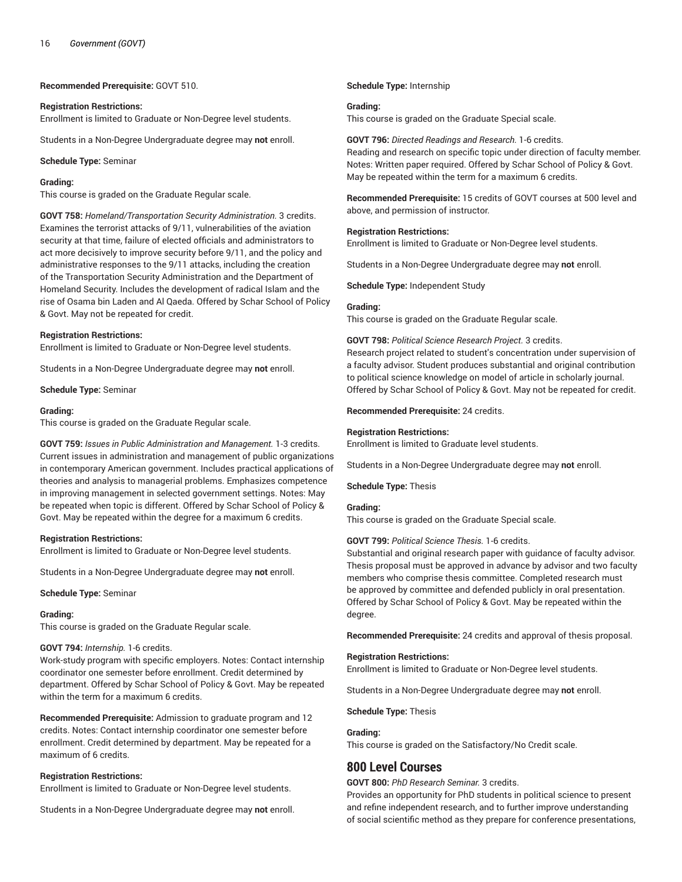**Recommended Prerequisite:** GOVT 510.

**Registration Restrictions:**
Enrollment is limited to Graduate or Non-Degree level students.

Students in a Non-Degree Undergraduate degree may **not** enroll.

**Schedule Type:** Seminar

**Grading:**
This course is graded on the Graduate Regular scale.

**GOVT 758:** *Homeland/Transportation Security Administration.* 3 credits.
Examines the terrorist attacks of 9/11, vulnerabilities of the aviation security at that time, failure of elected officials and administrators to act more decisively to improve security before 9/11, and the policy and administrative responses to the 9/11 attacks, including the creation of the Transportation Security Administration and the Department of Homeland Security. Includes the development of radical Islam and the rise of Osama bin Laden and Al Qaeda. Offered by Schar School of Policy & Govt. May not be repeated for credit.

**Registration Restrictions:**
Enrollment is limited to Graduate or Non-Degree level students.

Students in a Non-Degree Undergraduate degree may **not** enroll.

**Schedule Type:** Seminar

**Grading:**
This course is graded on the Graduate Regular scale.

**GOVT 759:** *Issues in Public Administration and Management.* 1-3 credits.
Current issues in administration and management of public organizations in contemporary American government. Includes practical applications of theories and analysis to managerial problems. Emphasizes competence in improving management in selected government settings. Notes: May be repeated when topic is different. Offered by Schar School of Policy & Govt. May be repeated within the degree for a maximum 6 credits.

**Registration Restrictions:**
Enrollment is limited to Graduate or Non-Degree level students.

Students in a Non-Degree Undergraduate degree may **not** enroll.

**Schedule Type:** Seminar

**Grading:**
This course is graded on the Graduate Regular scale.

**GOVT 794:** *Internship.* 1-6 credits.
Work-study program with specific employers. Notes: Contact internship coordinator one semester before enrollment. Credit determined by department. Offered by Schar School of Policy & Govt. May be repeated within the term for a maximum 6 credits.

**Recommended Prerequisite:** Admission to graduate program and 12 credits. Notes: Contact internship coordinator one semester before enrollment. Credit determined by department. May be repeated for a maximum of 6 credits.

**Registration Restrictions:**
Enrollment is limited to Graduate or Non-Degree level students.

Students in a Non-Degree Undergraduate degree may **not** enroll.

**Schedule Type:** Internship

**Grading:**
This course is graded on the Graduate Special scale.

**GOVT 796:** *Directed Readings and Research.* 1-6 credits.
Reading and research on specific topic under direction of faculty member. Notes: Written paper required. Offered by Schar School of Policy & Govt. May be repeated within the term for a maximum 6 credits.

**Recommended Prerequisite:** 15 credits of GOVT courses at 500 level and above, and permission of instructor.

**Registration Restrictions:**
Enrollment is limited to Graduate or Non-Degree level students.

Students in a Non-Degree Undergraduate degree may **not** enroll.

**Schedule Type:** Independent Study

**Grading:**
This course is graded on the Graduate Regular scale.

**GOVT 798:** *Political Science Research Project.* 3 credits.
Research project related to student's concentration under supervision of a faculty advisor. Student produces substantial and original contribution to political science knowledge on model of article in scholarly journal. Offered by Schar School of Policy & Govt. May not be repeated for credit.

**Recommended Prerequisite:** 24 credits.

**Registration Restrictions:**
Enrollment is limited to Graduate level students.

Students in a Non-Degree Undergraduate degree may **not** enroll.

**Schedule Type:** Thesis

**Grading:**
This course is graded on the Graduate Special scale.

**GOVT 799:** *Political Science Thesis.* 1-6 credits.
Substantial and original research paper with guidance of faculty advisor. Thesis proposal must be approved in advance by advisor and two faculty members who comprise thesis committee. Completed research must be approved by committee and defended publicly in oral presentation. Offered by Schar School of Policy & Govt. May be repeated within the degree.

**Recommended Prerequisite:** 24 credits and approval of thesis proposal.

**Registration Restrictions:**
Enrollment is limited to Graduate or Non-Degree level students.

Students in a Non-Degree Undergraduate degree may **not** enroll.

**Schedule Type:** Thesis

**Grading:**
This course is graded on the Satisfactory/No Credit scale.

## 800 Level Courses

**GOVT 800:** *PhD Research Seminar.* 3 credits.
Provides an opportunity for PhD students in political science to present and refine independent research, and to further improve understanding of social scientific method as they prepare for conference presentations,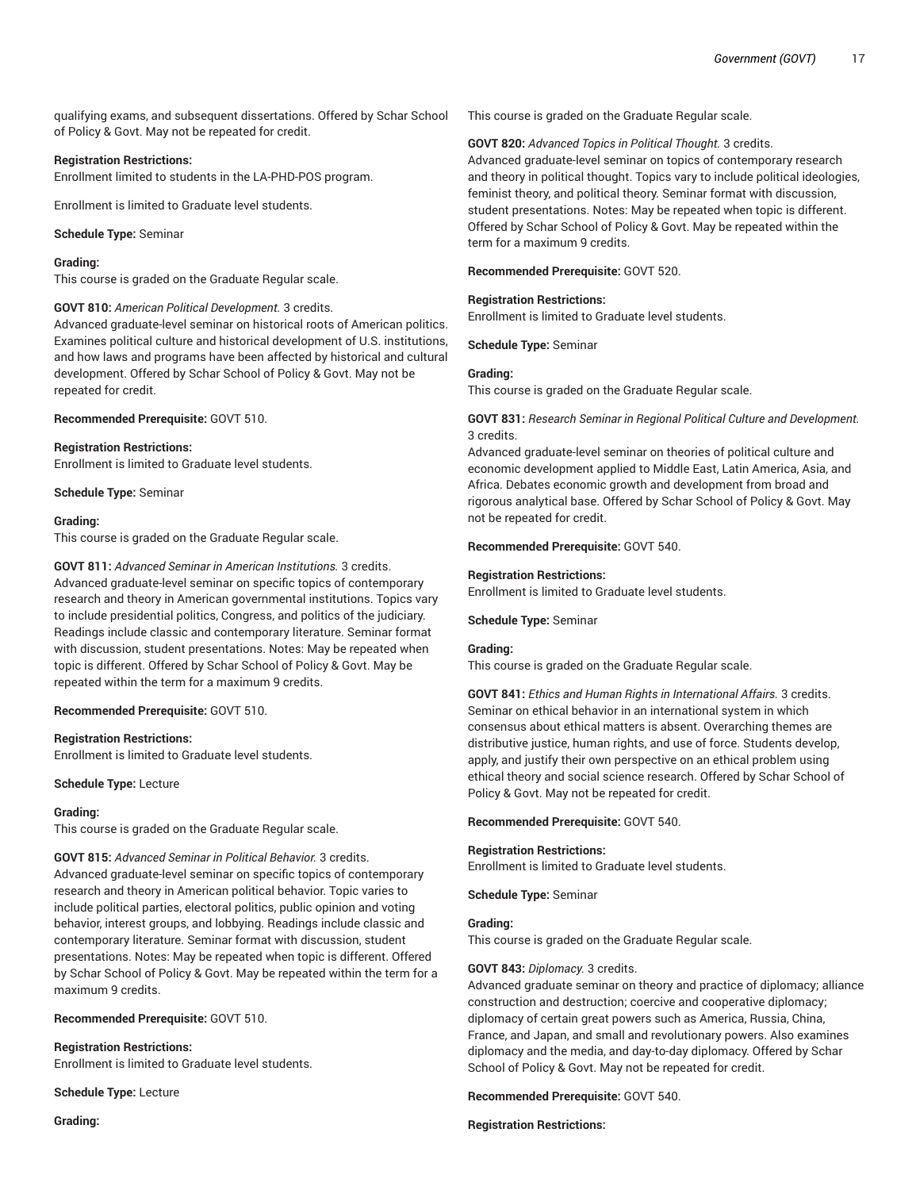qualifying exams, and subsequent dissertations. Offered by Schar School of Policy & Govt. May not be repeated for credit.

**Registration Restrictions:**
Enrollment limited to students in the LA-PHD-POS program.

Enrollment is limited to Graduate level students.

**Schedule Type:** Seminar

**Grading:**
This course is graded on the Graduate Regular scale.

**GOVT 810:** *American Political Development.* 3 credits.
Advanced graduate-level seminar on historical roots of American politics. Examines political culture and historical development of U.S. institutions, and how laws and programs have been affected by historical and cultural development. Offered by Schar School of Policy & Govt. May not be repeated for credit.

**Recommended Prerequisite:** GOVT 510.

**Registration Restrictions:**
Enrollment is limited to Graduate level students.

**Schedule Type:** Seminar

**Grading:**
This course is graded on the Graduate Regular scale.

**GOVT 811:** *Advanced Seminar in American Institutions.* 3 credits.
Advanced graduate-level seminar on specific topics of contemporary research and theory in American governmental institutions. Topics vary to include presidential politics, Congress, and politics of the judiciary. Readings include classic and contemporary literature. Seminar format with discussion, student presentations. Notes: May be repeated when topic is different. Offered by Schar School of Policy & Govt. May be repeated within the term for a maximum 9 credits.

**Recommended Prerequisite:** GOVT 510.

**Registration Restrictions:**
Enrollment is limited to Graduate level students.

**Schedule Type:** Lecture

**Grading:**
This course is graded on the Graduate Regular scale.

**GOVT 815:** *Advanced Seminar in Political Behavior.* 3 credits.
Advanced graduate-level seminar on specific topics of contemporary research and theory in American political behavior. Topic varies to include political parties, electoral politics, public opinion and voting behavior, interest groups, and lobbying. Readings include classic and contemporary literature. Seminar format with discussion, student presentations. Notes: May be repeated when topic is different. Offered by Schar School of Policy & Govt. May be repeated within the term for a maximum 9 credits.

**Recommended Prerequisite:** GOVT 510.

**Registration Restrictions:**
Enrollment is limited to Graduate level students.

**Schedule Type:** Lecture

**Grading:**
This course is graded on the Graduate Regular scale.

**GOVT 820:** *Advanced Topics in Political Thought.* 3 credits.
Advanced graduate-level seminar on topics of contemporary research and theory in political thought. Topics vary to include political ideologies, feminist theory, and political theory. Seminar format with discussion, student presentations. Notes: May be repeated when topic is different. Offered by Schar School of Policy & Govt. May be repeated within the term for a maximum 9 credits.

**Recommended Prerequisite:** GOVT 520.

**Registration Restrictions:**
Enrollment is limited to Graduate level students.

**Schedule Type:** Seminar

**Grading:**
This course is graded on the Graduate Regular scale.

**GOVT 831:** *Research Seminar in Regional Political Culture and Development.* 3 credits.
Advanced graduate-level seminar on theories of political culture and economic development applied to Middle East, Latin America, Asia, and Africa. Debates economic growth and development from broad and rigorous analytical base. Offered by Schar School of Policy & Govt. May not be repeated for credit.

**Recommended Prerequisite:** GOVT 540.

**Registration Restrictions:**
Enrollment is limited to Graduate level students.

**Schedule Type:** Seminar

**Grading:**
This course is graded on the Graduate Regular scale.

**GOVT 841:** *Ethics and Human Rights in International Affairs.* 3 credits.
Seminar on ethical behavior in an international system in which consensus about ethical matters is absent. Overarching themes are distributive justice, human rights, and use of force. Students develop, apply, and justify their own perspective on an ethical problem using ethical theory and social science research. Offered by Schar School of Policy & Govt. May not be repeated for credit.

**Recommended Prerequisite:** GOVT 540.

**Registration Restrictions:**
Enrollment is limited to Graduate level students.

**Schedule Type:** Seminar

**Grading:**
This course is graded on the Graduate Regular scale.

**GOVT 843:** *Diplomacy.* 3 credits.
Advanced graduate seminar on theory and practice of diplomacy; alliance construction and destruction; coercive and cooperative diplomacy; diplomacy of certain great powers such as America, Russia, China, France, and Japan, and small and revolutionary powers. Also examines diplomacy and the media, and day-to-day diplomacy. Offered by Schar School of Policy & Govt. May not be repeated for credit.

**Recommended Prerequisite:** GOVT 540.

**Registration Restrictions:**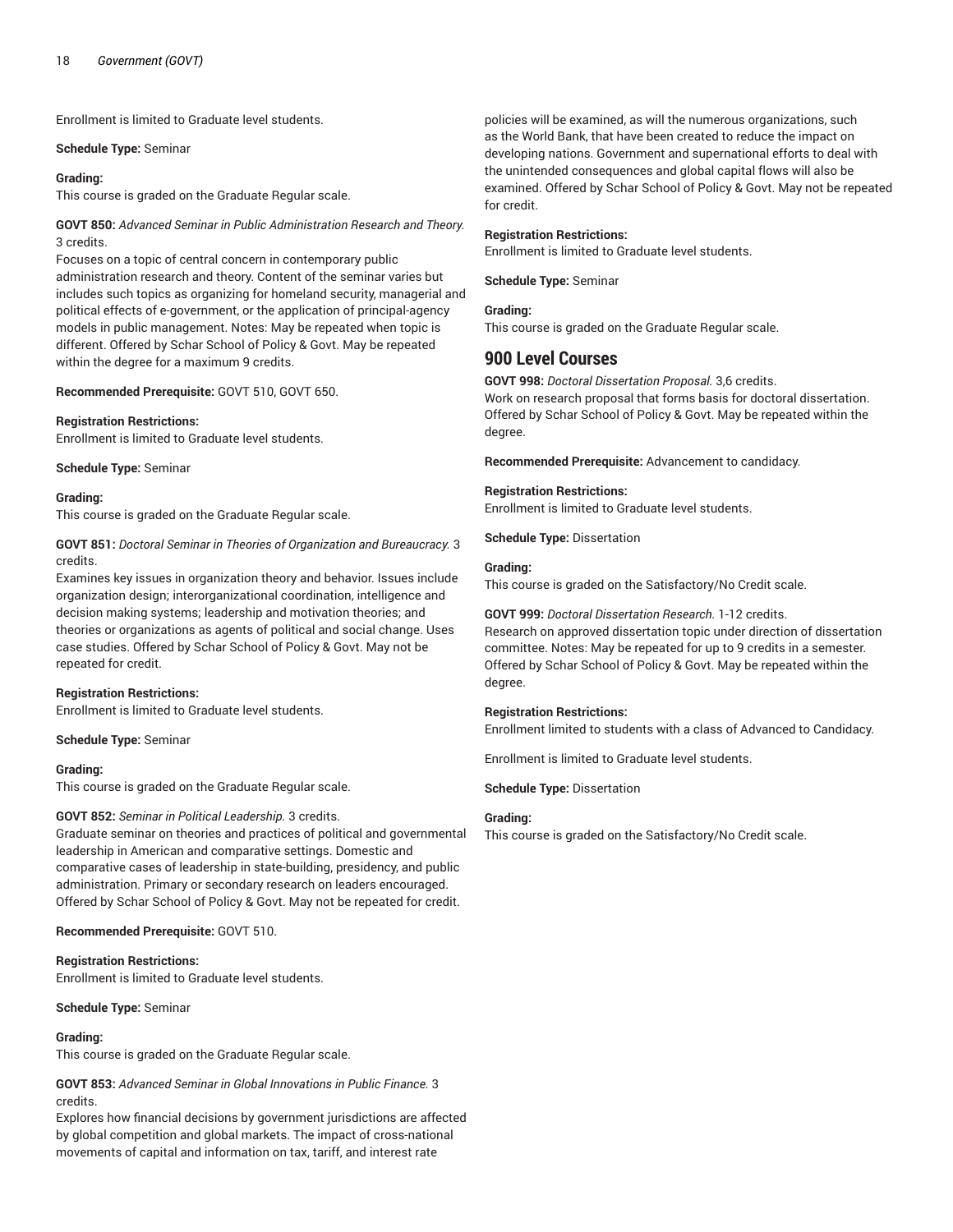Enrollment is limited to Graduate level students.

**Schedule Type:** Seminar

**Grading:**
This course is graded on the Graduate Regular scale.

**GOVT 850:** *Advanced Seminar in Public Administration Research and Theory.* 3 credits.
Focuses on a topic of central concern in contemporary public administration research and theory. Content of the seminar varies but includes such topics as organizing for homeland security, managerial and political effects of e-government, or the application of principal-agency models in public management. Notes: May be repeated when topic is different. Offered by Schar School of Policy & Govt. May be repeated within the degree for a maximum 9 credits.

**Recommended Prerequisite:** GOVT 510, GOVT 650.

**Registration Restrictions:**
Enrollment is limited to Graduate level students.

**Schedule Type:** Seminar

**Grading:**
This course is graded on the Graduate Regular scale.

**GOVT 851:** *Doctoral Seminar in Theories of Organization and Bureaucracy.* 3 credits.
Examines key issues in organization theory and behavior. Issues include organization design; interorganizational coordination, intelligence and decision making systems; leadership and motivation theories; and theories or organizations as agents of political and social change. Uses case studies. Offered by Schar School of Policy & Govt. May not be repeated for credit.

**Registration Restrictions:**
Enrollment is limited to Graduate level students.

**Schedule Type:** Seminar

**Grading:**
This course is graded on the Graduate Regular scale.

**GOVT 852:** *Seminar in Political Leadership.* 3 credits.
Graduate seminar on theories and practices of political and governmental leadership in American and comparative settings. Domestic and comparative cases of leadership in state-building, presidency, and public administration. Primary or secondary research on leaders encouraged. Offered by Schar School of Policy & Govt. May not be repeated for credit.

**Recommended Prerequisite:** GOVT 510.

**Registration Restrictions:**
Enrollment is limited to Graduate level students.

**Schedule Type:** Seminar

**Grading:**
This course is graded on the Graduate Regular scale.

**GOVT 853:** *Advanced Seminar in Global Innovations in Public Finance.* 3 credits.
Explores how financial decisions by government jurisdictions are affected by global competition and global markets. The impact of cross-national movements of capital and information on tax, tariff, and interest rate policies will be examined, as will the numerous organizations, such as the World Bank, that have been created to reduce the impact on developing nations. Government and supernational efforts to deal with the unintended consequences and global capital flows will also be examined. Offered by Schar School of Policy & Govt. May not be repeated for credit.

**Registration Restrictions:**
Enrollment is limited to Graduate level students.

**Schedule Type:** Seminar

**Grading:**
This course is graded on the Graduate Regular scale.

## 900 Level Courses

**GOVT 998:** *Doctoral Dissertation Proposal.* 3,6 credits.
Work on research proposal that forms basis for doctoral dissertation. Offered by Schar School of Policy & Govt. May be repeated within the degree.

**Recommended Prerequisite:** Advancement to candidacy.

**Registration Restrictions:**
Enrollment is limited to Graduate level students.

**Schedule Type:** Dissertation

**Grading:**
This course is graded on the Satisfactory/No Credit scale.

**GOVT 999:** *Doctoral Dissertation Research.* 1-12 credits.
Research on approved dissertation topic under direction of dissertation committee. Notes: May be repeated for up to 9 credits in a semester. Offered by Schar School of Policy & Govt. May be repeated within the degree.

**Registration Restrictions:**
Enrollment limited to students with a class of Advanced to Candidacy.

Enrollment is limited to Graduate level students.

**Schedule Type:** Dissertation

**Grading:**
This course is graded on the Satisfactory/No Credit scale.